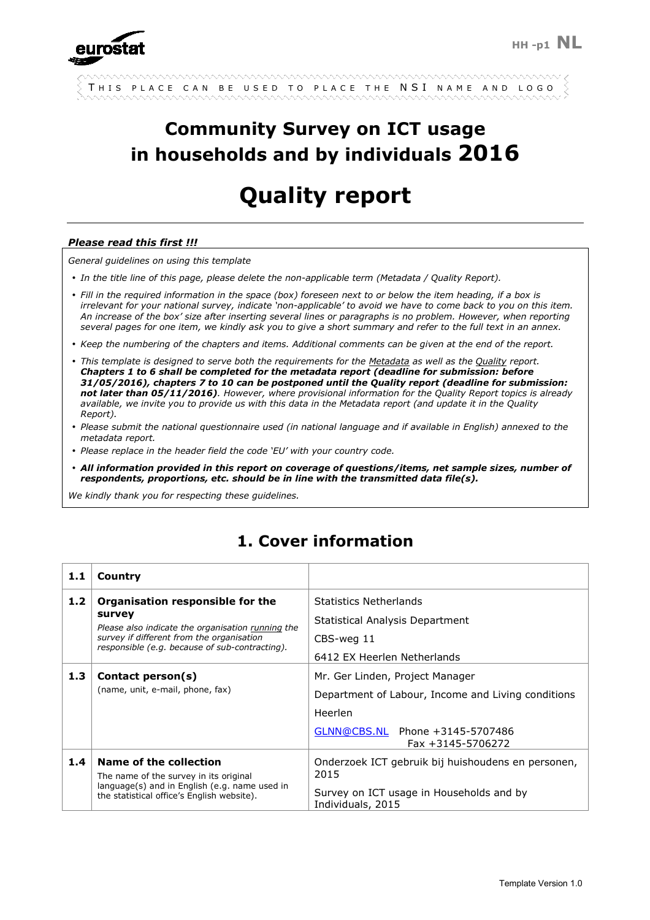THIS PLACE CAN BE USED TO PLACE THE NSI NAME AND LOGO

# Community Survey on ICT usage in households and by individuals 2016

# Quality report

***Please read this first !!!***

*General guidelines on using this template*

- *In the title line of this page, please delete the non-applicable term (Metadata / Quality Report).*
- *Fill in the required information in the space (box) foreseen next to or below the item heading, if a box is irrelevant for your national survey, indicate 'non-applicable' to avoid we have to come back to you on this item. An increase of the box' size after inserting several lines or paragraphs is no problem. However, when reporting several pages for one item, we kindly ask you to give a short summary and refer to the full text in an annex.*
- *Keep the numbering of the chapters and items. Additional comments can be given at the end of the report.*
- *This template is designed to serve both the requirements for the Metadata as well as the Quality report.* ***Chapters 1 to 6 shall be completed for the metadata report (deadline for submission: before 31/05/2016), chapters 7 to 10 can be postponed until the Quality report (deadline for submission: not later than 05/11/2016)****. However, where provisional information for the Quality Report topics is already available, we invite you to provide us with this data in the Metadata report (and update it in the Quality Report).*
- *Please submit the national questionnaire used (in national language and if available in English) annexed to the metadata report.*
- *Please replace in the header field the code 'EU' with your country code.*
- ***All information provided in this report on coverage of questions/items, net sample sizes, number of respondents, proportions, etc. should be in line with the transmitted data file(s).***

*We kindly thank you for respecting these guidelines.*

## 1. Cover information

| | | |
|---|---|---|
| **1.1** | **Country** | |
| **1.2** | **Organisation responsible for the survey**<br>*Please also indicate the organisation running the survey if different from the organisation responsible (e.g. because of sub-contracting).* | Statistics Netherlands<br>Statistical Analysis Department<br>CBS-weg 11<br>6412 EX Heerlen Netherlands |
| **1.3** | **Contact person(s)**<br>(name, unit, e-mail, phone, fax) | Mr. Ger Linden, Project Manager<br>Department of Labour, Income and Living conditions<br>Heerlen<br>GLNN@CBS.NL Phone +3145-5707486<br>Fax +3145-5706272 |
| **1.4** | **Name of the collection**<br>The name of the survey in its original language(s) and in English (e.g. name used in the statistical office's English website). | Onderzoek ICT gebruik bij huishoudens en personen, 2015<br>Survey on ICT usage in Households and by Individuals, 2015 |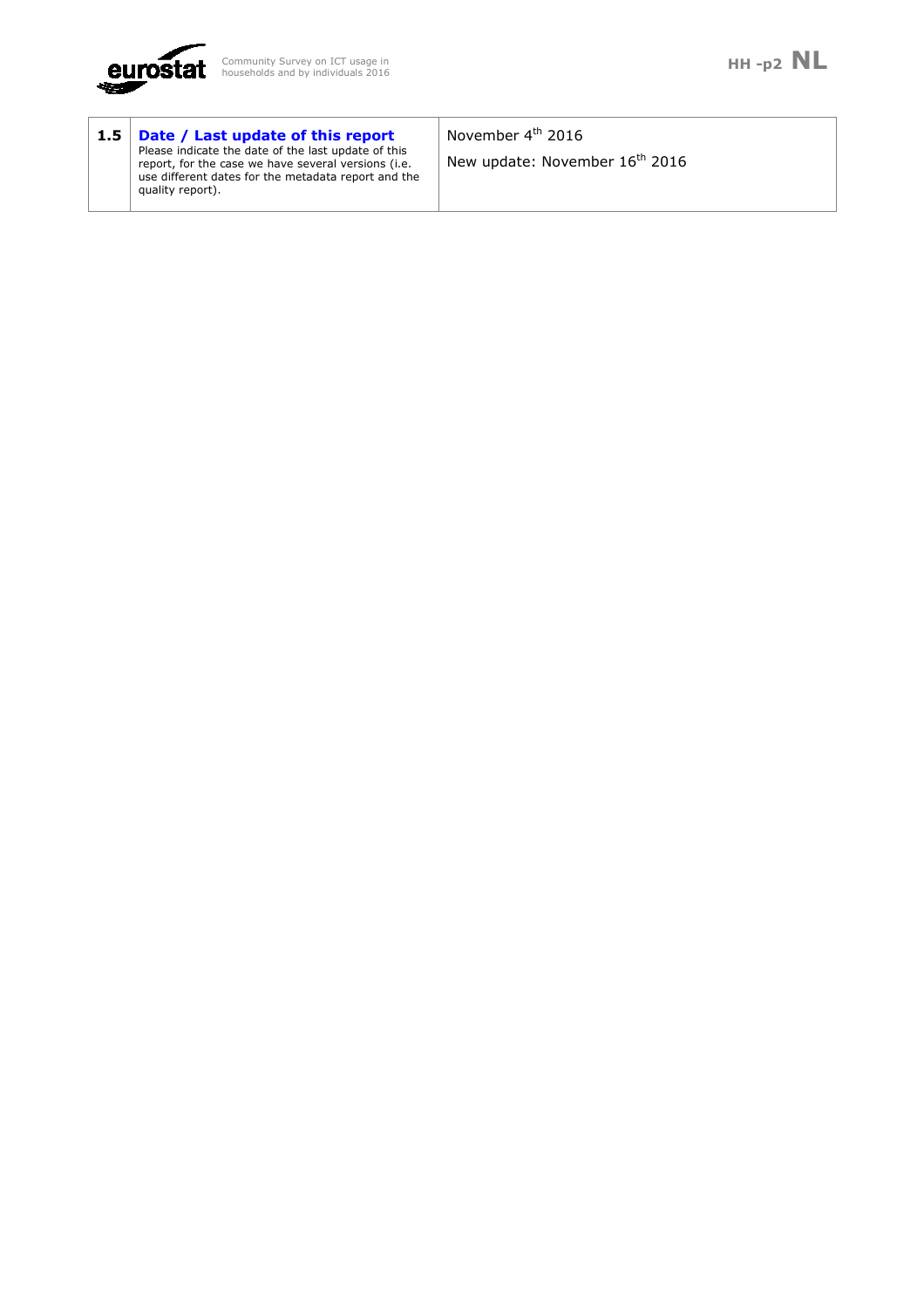| 1.5 | **Date / Last update of this report**<br>Please indicate the date of the last update of this report, for the case we have several versions (i.e. use different dates for the metadata report and the quality report). | November 4th 2016<br>New update: November 16th 2016 |
|---|---|---|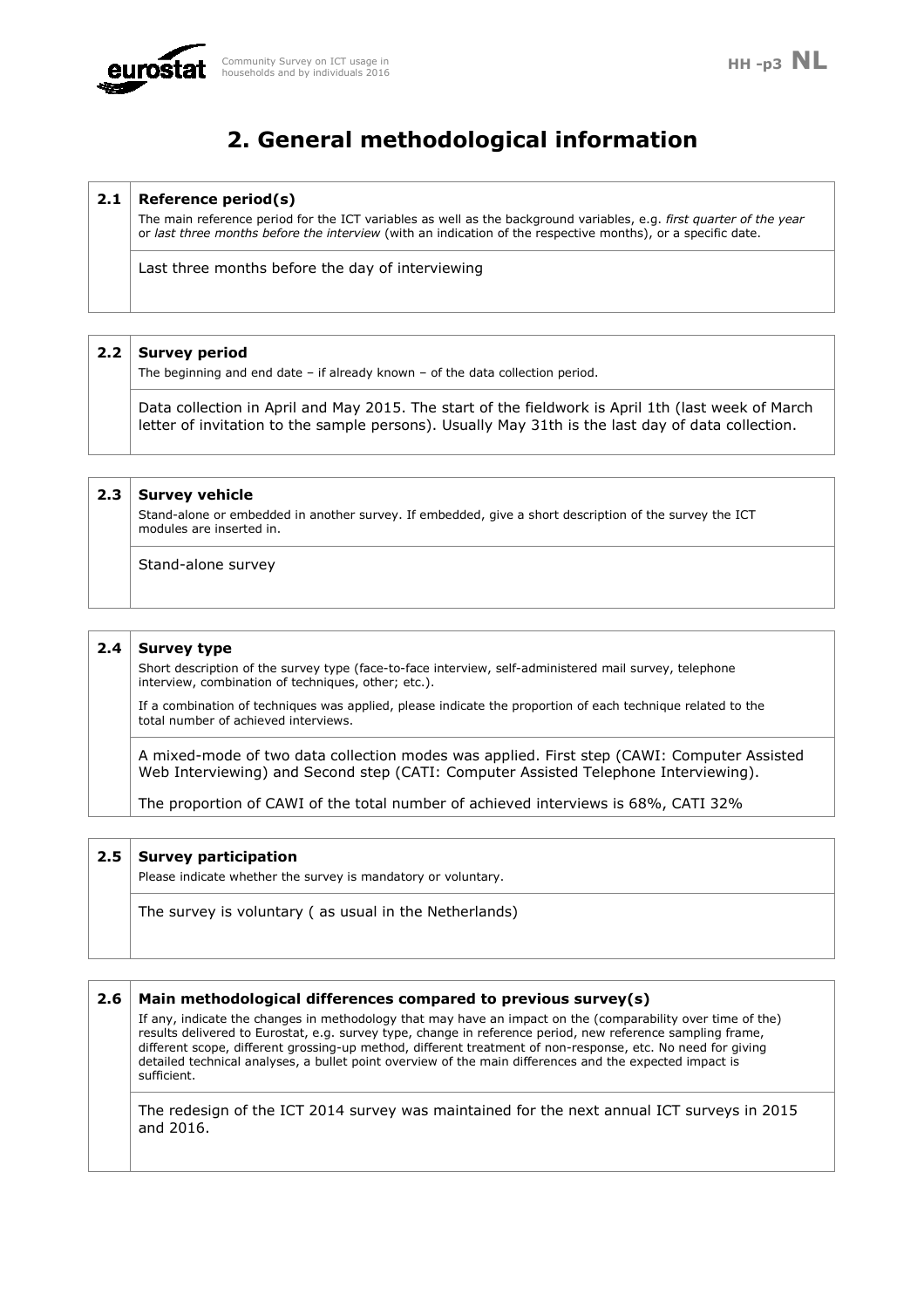# 2. General methodological information

## 2.1 Reference period(s)

The main reference period for the ICT variables as well as the background variables, e.g. *first quarter of the year* or *last three months before the interview* (with an indication of the respective months), or a specific date.

Last three months before the day of interviewing

## 2.2 Survey period

The beginning and end date – if already known – of the data collection period.

Data collection in April and May 2015. The start of the fieldwork is April 1th (last week of March letter of invitation to the sample persons). Usually May 31th is the last day of data collection.

## 2.3 Survey vehicle

Stand-alone or embedded in another survey. If embedded, give a short description of the survey the ICT modules are inserted in.

Stand-alone survey

## 2.4 Survey type

Short description of the survey type (face-to-face interview, self-administered mail survey, telephone interview, combination of techniques, other; etc.).

If a combination of techniques was applied, please indicate the proportion of each technique related to the total number of achieved interviews.

A mixed-mode of two data collection modes was applied. First step (CAWI: Computer Assisted Web Interviewing) and Second step (CATI: Computer Assisted Telephone Interviewing).

The proportion of CAWI of the total number of achieved interviews is 68%, CATI 32%

## 2.5 Survey participation

Please indicate whether the survey is mandatory or voluntary.

The survey is voluntary ( as usual in the Netherlands)

## 2.6 Main methodological differences compared to previous survey(s)

If any, indicate the changes in methodology that may have an impact on the (comparability over time of the) results delivered to Eurostat, e.g. survey type, change in reference period, new reference sampling frame, different scope, different grossing-up method, different treatment of non-response, etc. No need for giving detailed technical analyses, a bullet point overview of the main differences and the expected impact is sufficient.

The redesign of the ICT 2014 survey was maintained for the next annual ICT surveys in 2015 and 2016.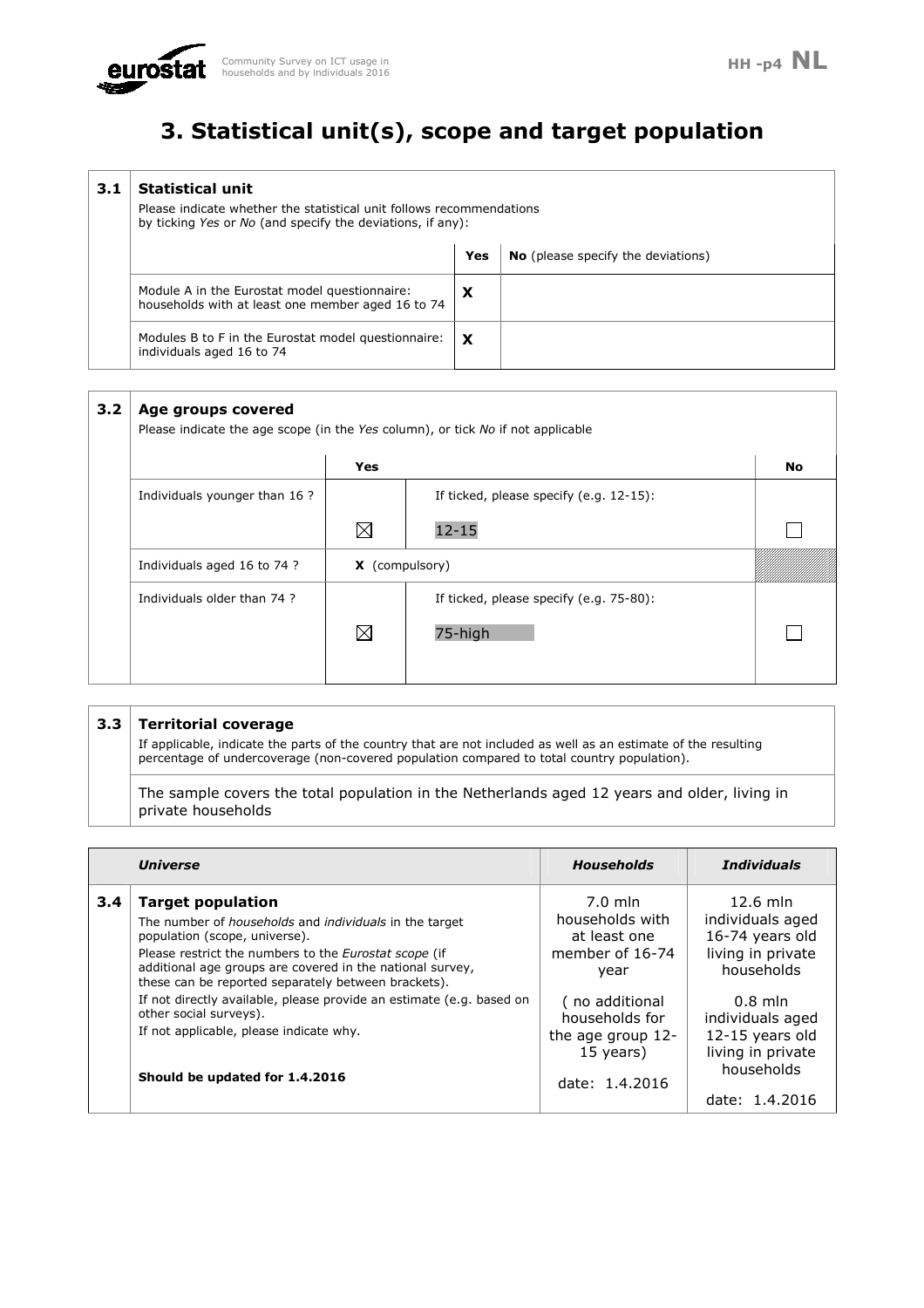# 3. Statistical unit(s), scope and target population

## 3.1 Statistical unit

Please indicate whether the statistical unit follows recommendations by ticking *Yes* or *No* (and specify the deviations, if any):

| | Yes | **No** (please specify the deviations) |
|---|---|---|
| Module A in the Eurostat model questionnaire: households with at least one member aged 16 to 74 | **X** | |
| Modules B to F in the Eurostat model questionnaire: individuals aged 16 to 74 | **X** | |

## 3.2 Age groups covered

Please indicate the age scope (in the *Yes* column), or tick *No* if not applicable

| | Yes | | No |
|---|---|---|---|
| Individuals younger than 16 ? | ☒ | If ticked, please specify (e.g. 12-15): 12-15 | ☐ |
| Individuals aged 16 to 74 ? | **X** (compulsory) | | |
| Individuals older than 74 ? | ☒ | If ticked, please specify (e.g. 75-80): 75-high | ☐ |

## 3.3 Territorial coverage

If applicable, indicate the parts of the country that are not included as well as an estimate of the resulting percentage of undercoverage (non-covered population compared to total country population).

The sample covers the total population in the Netherlands aged 12 years and older, living in private households

| | *Universe* | *Households* | *Individuals* |
|---|---|---|---|
| **3.4** | **Target population**<br>The number of *households* and *individuals* in the target population (scope, universe).<br>Please restrict the numbers to the *Eurostat scope* (if additional age groups are covered in the national survey, these can be reported separately between brackets).<br>If not directly available, please provide an estimate (e.g. based on other social surveys).<br>If not applicable, please indicate why.<br>**Should be updated for 1.4.2016** | 7.0 mln households with at least one member of 16-74 year<br>( no additional households for the age group 12-15 years)<br>date: 1.4.2016 | 12.6 mln individuals aged 16-74 years old living in private households<br>0.8 mln individuals aged 12-15 years old living in private households<br>date: 1.4.2016 |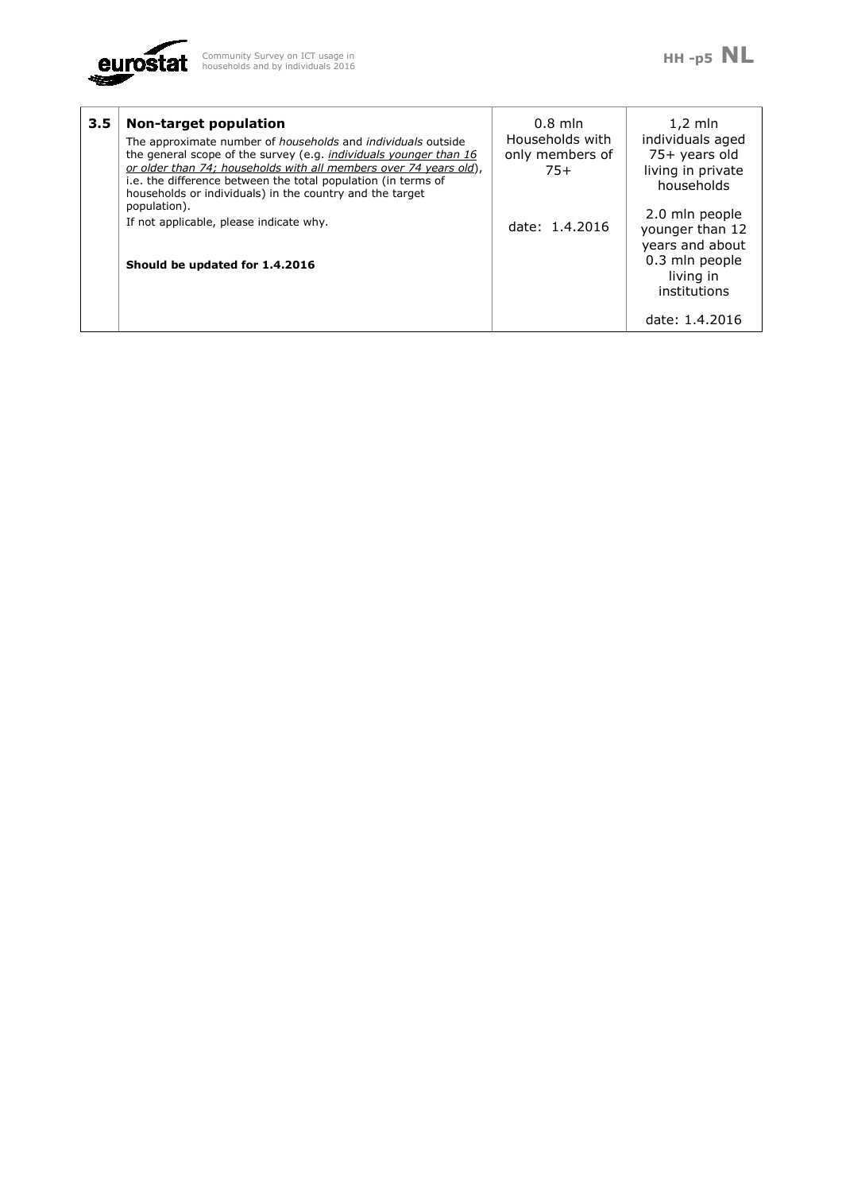| 3.5 | **Non-target population**<br>The approximate number of *households* and *individuals* outside the general scope of the survey (e.g. *individuals younger than 16 or older than 74; households with all members over 74 years old*), i.e. the difference between the total population (in terms of households or individuals) in the country and the target population).<br>If not applicable, please indicate why.<br><br>**Should be updated for 1.4.2016** | 0.8 mln Households with only members of 75+<br><br>date: 1.4.2016 | 1,2 mln individuals aged 75+ years old living in private households<br><br>2.0 mln people younger than 12 years and about 0.3 mln people living in institutions<br><br>date: 1.4.2016 |
|---|---|---|---|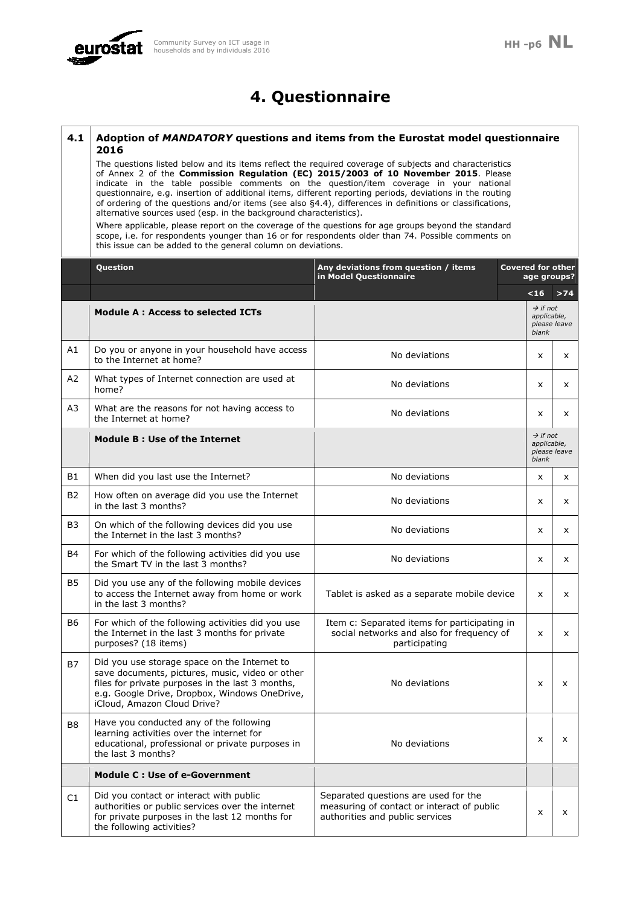# 4. Questionnaire

## 4.1 Adoption of *MANDATORY* questions and items from the Eurostat model questionnaire 2016

The questions listed below and its items reflect the required coverage of subjects and characteristics of Annex 2 of the **Commission Regulation (EC) 2015/2003 of 10 November 2015**. Please indicate in the table possible comments on the question/item coverage in your national questionnaire, e.g. insertion of additional items, different reporting periods, deviations in the routing of ordering of the questions and/or items (see also §4.4), differences in definitions or classifications, alternative sources used (esp. in the background characteristics).

Where applicable, please report on the coverage of the questions for age groups beyond the standard scope, i.e. for respondents younger than 16 or for respondents older than 74. Possible comments on this issue can be added to the general column on deviations.

| | Question | Any deviations from question / items in Model Questionnaire | Covered for other age groups? | |
|---|---|---|---|---|
| | | | <16 | >74 |
| | **Module A : Access to selected ICTs** | | *→ if not applicable, please leave blank* | |
| A1 | Do you or anyone in your household have access to the Internet at home? | No deviations | x | x |
| A2 | What types of Internet connection are used at home? | No deviations | x | x |
| A3 | What are the reasons for not having access to the Internet at home? | No deviations | x | x |
| | **Module B : Use of the Internet** | | *→ if not applicable, please leave blank* | |
| B1 | When did you last use the Internet? | No deviations | x | x |
| B2 | How often on average did you use the Internet in the last 3 months? | No deviations | x | x |
| B3 | On which of the following devices did you use the Internet in the last 3 months? | No deviations | x | x |
| B4 | For which of the following activities did you use the Smart TV in the last 3 months? | No deviations | x | x |
| B5 | Did you use any of the following mobile devices to access the Internet away from home or work in the last 3 months? | Tablet is asked as a separate mobile device | x | x |
| B6 | For which of the following activities did you use the Internet in the last 3 months for private purposes? (18 items) | Item c: Separated items for participating in social networks and also for frequency of participating | x | x |
| B7 | Did you use storage space on the Internet to save documents, pictures, music, video or other files for private purposes in the last 3 months, e.g. Google Drive, Dropbox, Windows OneDrive, iCloud, Amazon Cloud Drive? | No deviations | x | x |
| B8 | Have you conducted any of the following learning activities over the internet for educational, professional or private purposes in the last 3 months? | No deviations | x | x |
| | **Module C : Use of e-Government** | | | |
| C1 | Did you contact or interact with public authorities or public services over the internet for private purposes in the last 12 months for the following activities? | Separated questions are used for the measuring of contact or interact of public authorities and public services | x | x |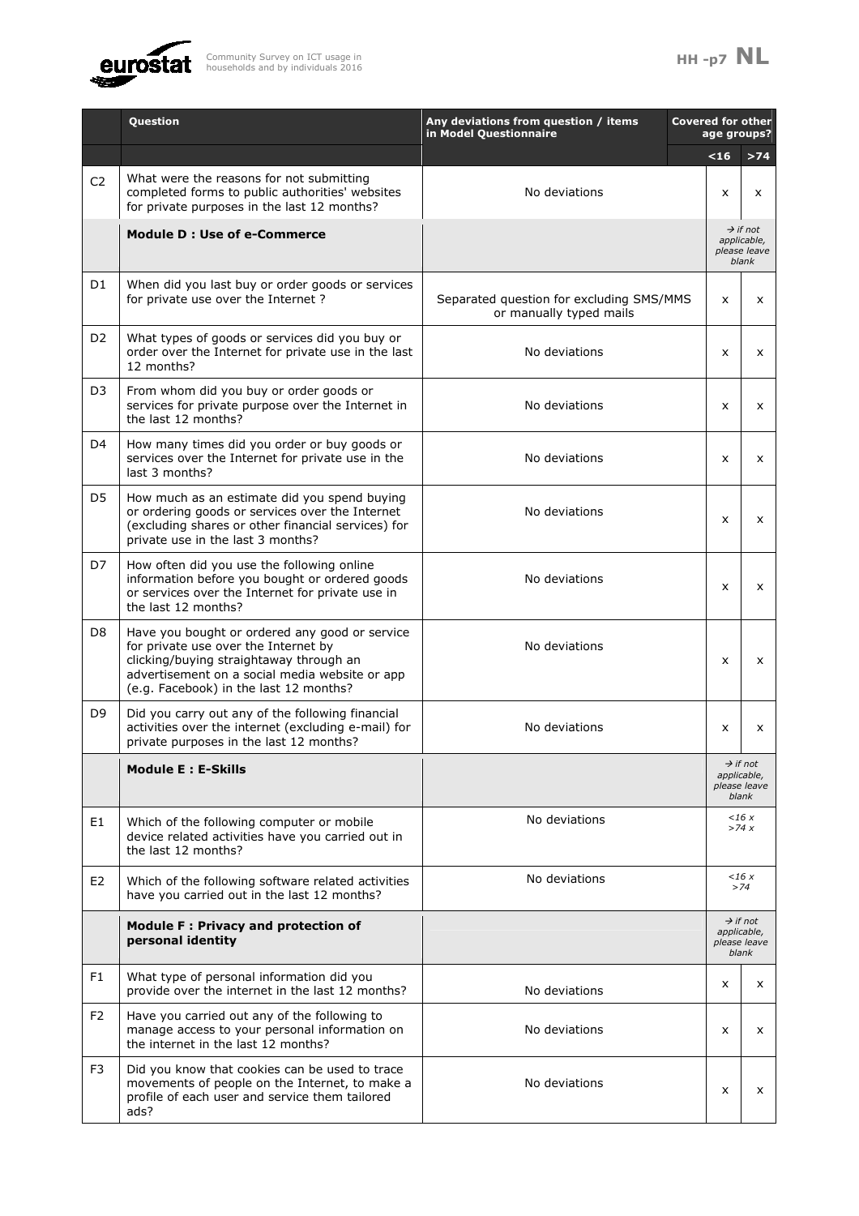| | Question | Any deviations from question / items in Model Questionnaire | Covered for other age groups? | |
|---|---|---|---|---|
| | | | <16 | >74 |
| C2 | What were the reasons for not submitting completed forms to public authorities' websites for private purposes in the last 12 months? | No deviations | x | x |
| | **Module D : Use of e-Commerce** | | *→ if not applicable, please leave blank* | |
| D1 | When did you last buy or order goods or services for private use over the Internet ? | Separated question for excluding SMS/MMS or manually typed mails | x | x |
| D2 | What types of goods or services did you buy or order over the Internet for private use in the last 12 months? | No deviations | x | x |
| D3 | From whom did you buy or order goods or services for private purpose over the Internet in the last 12 months? | No deviations | x | x |
| D4 | How many times did you order or buy goods or services over the Internet for private use in the last 3 months? | No deviations | x | x |
| D5 | How much as an estimate did you spend buying or ordering goods or services over the Internet (excluding shares or other financial services) for private use in the last 3 months? | No deviations | x | x |
| D7 | How often did you use the following online information before you bought or ordered goods or services over the Internet for private use in the last 12 months? | No deviations | x | x |
| D8 | Have you bought or ordered any good or service for private use over the Internet by clicking/buying straightaway through an advertisement on a social media website or app (e.g. Facebook) in the last 12 months? | No deviations | x | x |
| D9 | Did you carry out any of the following financial activities over the internet (excluding e-mail) for private purposes in the last 12 months? | No deviations | x | x |
| | **Module E : E-Skills** | | *→ if not applicable, please leave blank* | |
| E1 | Which of the following computer or mobile device related activities have you carried out in the last 12 months? | No deviations | *<16 x >74 x* | |
| E2 | Which of the following software related activities have you carried out in the last 12 months? | No deviations | *<16 x >74* | |
| | **Module F : Privacy and protection of personal identity** | | *→ if not applicable, please leave blank* | |
| F1 | What type of personal information did you provide over the internet in the last 12 months? | No deviations | x | x |
| F2 | Have you carried out any of the following to manage access to your personal information on the internet in the last 12 months? | No deviations | x | x |
| F3 | Did you know that cookies can be used to trace movements of people on the Internet, to make a profile of each user and service them tailored ads? | No deviations | x | x |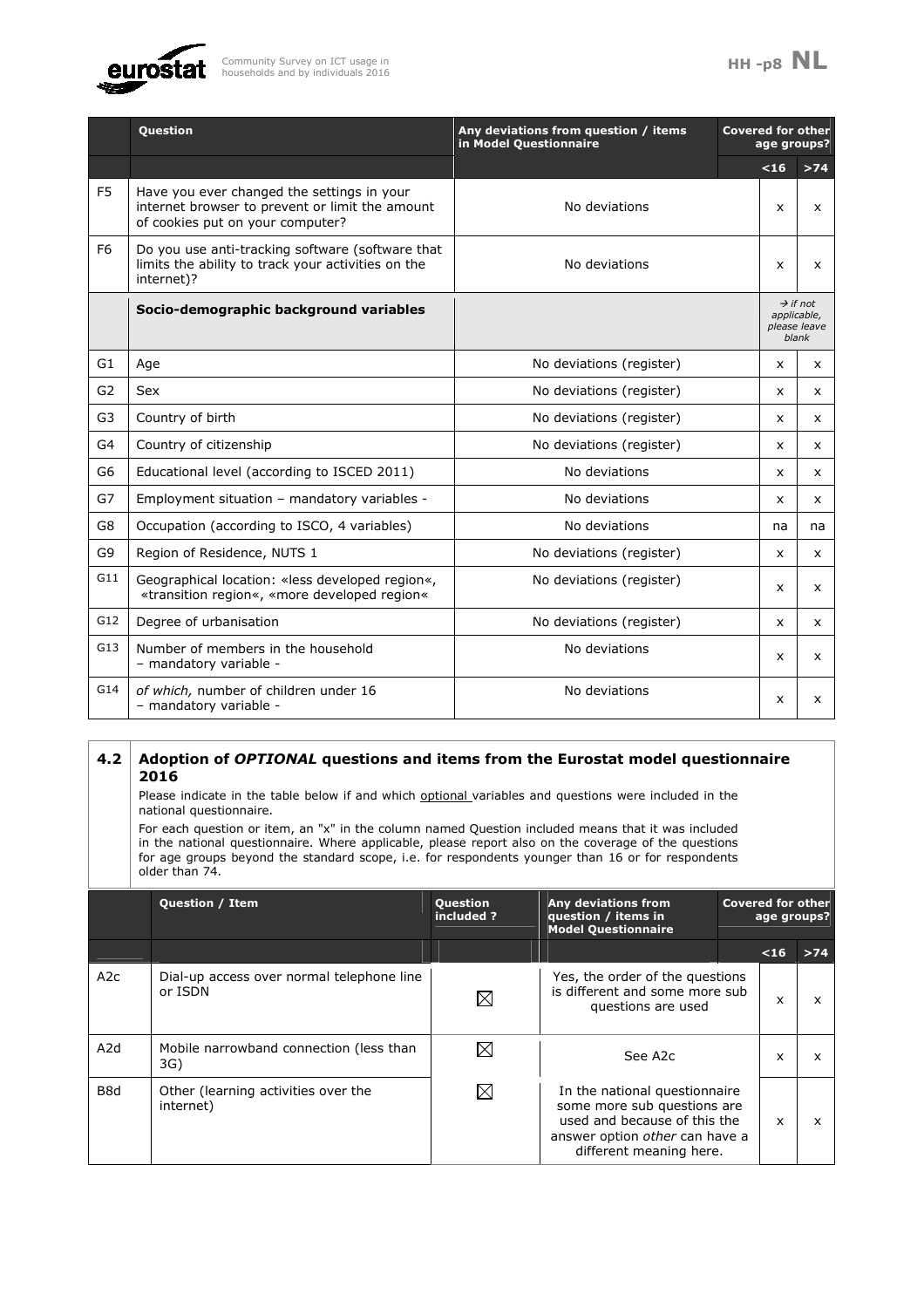| | Question | Any deviations from question / items in Model Questionnaire | Covered for other age groups? | |
|---|---|---|---|---|
| | | | <16 | >74 |
| F5 | Have you ever changed the settings in your internet browser to prevent or limit the amount of cookies put on your computer? | No deviations | x | x |
| F6 | Do you use anti-tracking software (software that limits the ability to track your activities on the internet)? | No deviations | x | x |
| | **Socio-demographic background variables** | | *→ if not applicable, please leave blank* | |
| G1 | Age | No deviations (register) | x | x |
| G2 | Sex | No deviations (register) | x | x |
| G3 | Country of birth | No deviations (register) | x | x |
| G4 | Country of citizenship | No deviations (register) | x | x |
| G6 | Educational level (according to ISCED 2011) | No deviations | x | x |
| G7 | Employment situation – mandatory variables - | No deviations | x | x |
| G8 | Occupation (according to ISCO, 4 variables) | No deviations | na | na |
| G9 | Region of Residence, NUTS 1 | No deviations (register) | x | x |
| G11 | Geographical location: «less developed region«, «transition region«, «more developed region« | No deviations (register) | x | x |
| G12 | Degree of urbanisation | No deviations (register) | x | x |
| G13 | Number of members in the household – mandatory variable - | No deviations | x | x |
| G14 | *of which,* number of children under 16 – mandatory variable - | No deviations | x | x |

## 4.2 Adoption of *OPTIONAL* questions and items from the Eurostat model questionnaire 2016

Please indicate in the table below if and which optional variables and questions were included in the national questionnaire.

For each question or item, an "x" in the column named Question included means that it was included in the national questionnaire. Where applicable, please report also on the coverage of the questions for age groups beyond the standard scope, i.e. for respondents younger than 16 or for respondents older than 74.

| | Question / Item | Question included ? | Any deviations from question / items in Model Questionnaire | Covered for other age groups? | |
|---|---|---|---|---|---|
| | | | | <16 | >74 |
| A2c | Dial-up access over normal telephone line or ISDN | ☒ | Yes, the order of the questions is different and some more sub questions are used | x | x |
| A2d | Mobile narrowband connection (less than 3G) | ☒ | See A2c | x | x |
| B8d | Other (learning activities over the internet) | ☒ | In the national questionnaire some more sub questions are used and because of this the answer option *other* can have a different meaning here. | x | x |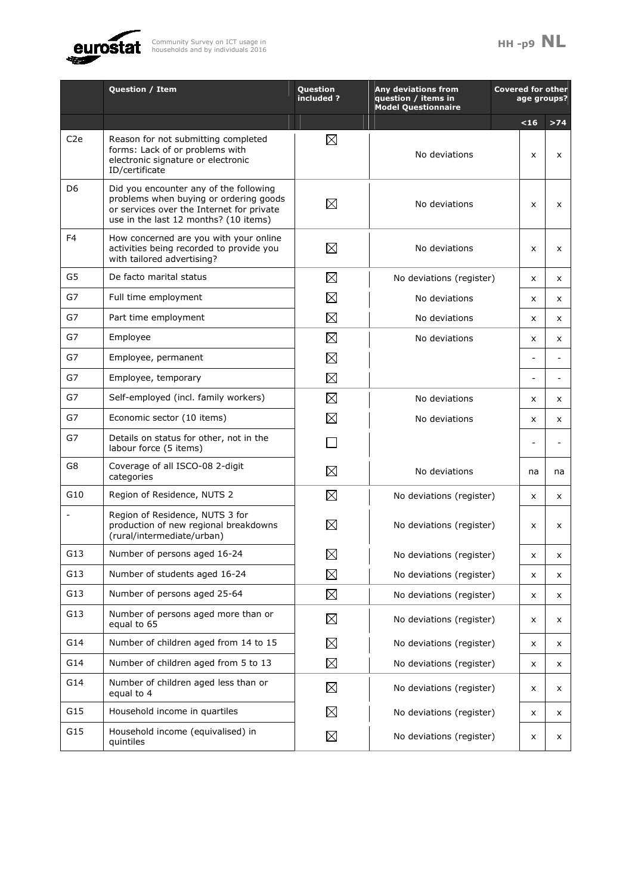| | Question / Item | Question included ? | Any deviations from question / items in Model Questionnaire | Covered for other age groups? | |
|---|---|---|---|---|---|
| | | | | <16 | >74 |
| C2e | Reason for not submitting completed forms: Lack of or problems with electronic signature or electronic ID/certificate | ☒ | No deviations | x | x |
| D6 | Did you encounter any of the following problems when buying or ordering goods or services over the Internet for private use in the last 12 months? (10 items) | ☒ | No deviations | x | x |
| F4 | How concerned are you with your online activities being recorded to provide you with tailored advertising? | ☒ | No deviations | x | x |
| G5 | De facto marital status | ☒ | No deviations (register) | x | x |
| G7 | Full time employment | ☒ | No deviations | x | x |
| G7 | Part time employment | ☒ | No deviations | x | x |
| G7 | Employee | ☒ | No deviations | x | x |
| G7 | Employee, permanent | ☒ | | - | - |
| G7 | Employee, temporary | ☒ | | - | - |
| G7 | Self-employed (incl. family workers) | ☒ | No deviations | x | x |
| G7 | Economic sector (10 items) | ☒ | No deviations | x | x |
| G7 | Details on status for other, not in the labour force (5 items) | ☐ | | - | - |
| G8 | Coverage of all ISCO-08 2-digit categories | ☒ | No deviations | na | na |
| G10 | Region of Residence, NUTS 2 | ☒ | No deviations (register) | x | x |
| - | Region of Residence, NUTS 3 for production of new regional breakdowns (rural/intermediate/urban) | ☒ | No deviations (register) | x | x |
| G13 | Number of persons aged 16-24 | ☒ | No deviations (register) | x | x |
| G13 | Number of students aged 16-24 | ☒ | No deviations (register) | x | x |
| G13 | Number of persons aged 25-64 | ☒ | No deviations (register) | x | x |
| G13 | Number of persons aged more than or equal to 65 | ☒ | No deviations (register) | x | x |
| G14 | Number of children aged from 14 to 15 | ☒ | No deviations (register) | x | x |
| G14 | Number of children aged from 5 to 13 | ☒ | No deviations (register) | x | x |
| G14 | Number of children aged less than or equal to 4 | ☒ | No deviations (register) | x | x |
| G15 | Household income in quartiles | ☒ | No deviations (register) | x | x |
| G15 | Household income (equivalised) in quintiles | ☒ | No deviations (register) | x | x |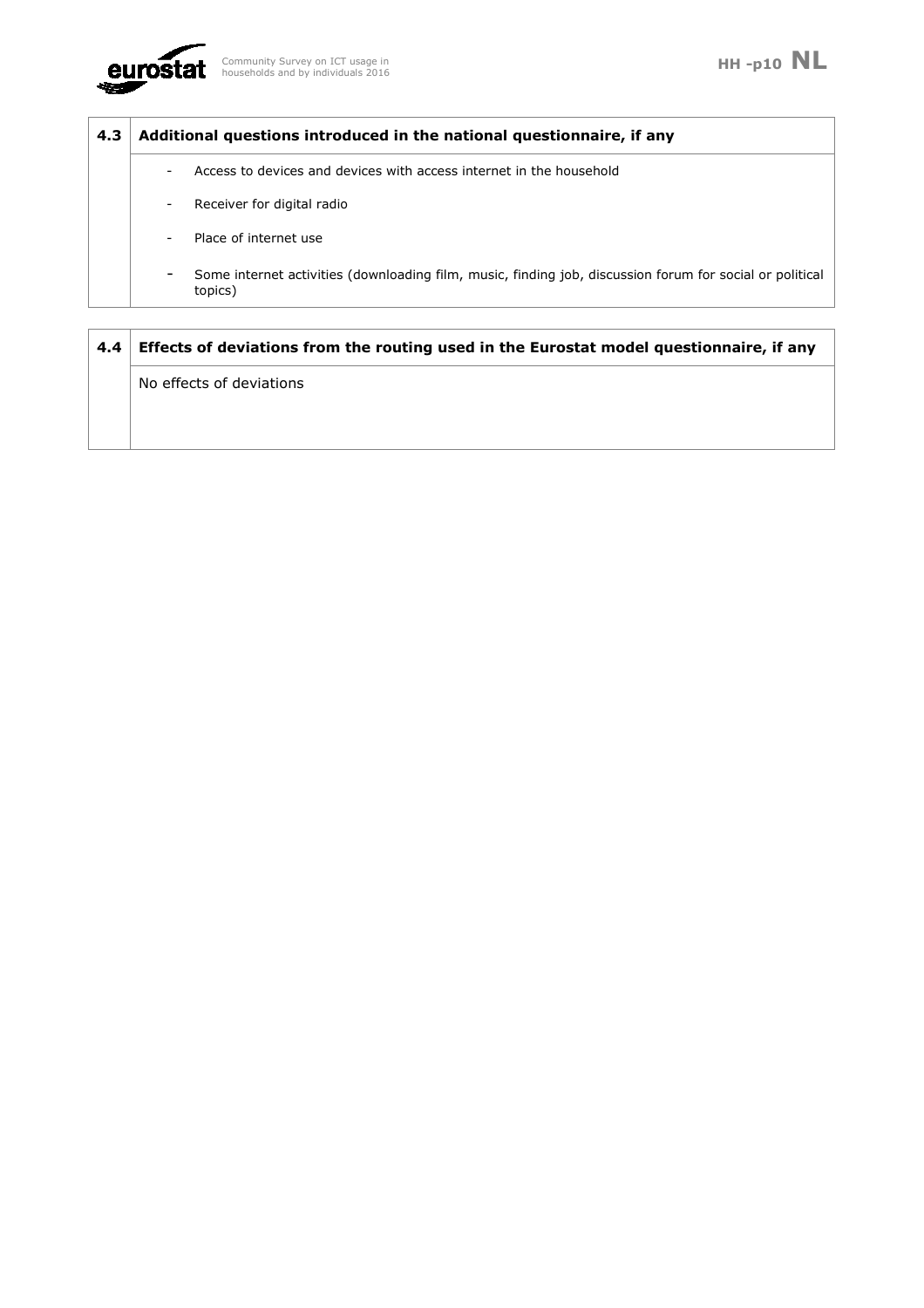## 4.3 Additional questions introduced in the national questionnaire, if any

- Access to devices and devices with access internet in the household
- Receiver for digital radio
- Place of internet use
- Some internet activities (downloading film, music, finding job, discussion forum for social or political topics)

## 4.4 Effects of deviations from the routing used in the Eurostat model questionnaire, if any

No effects of deviations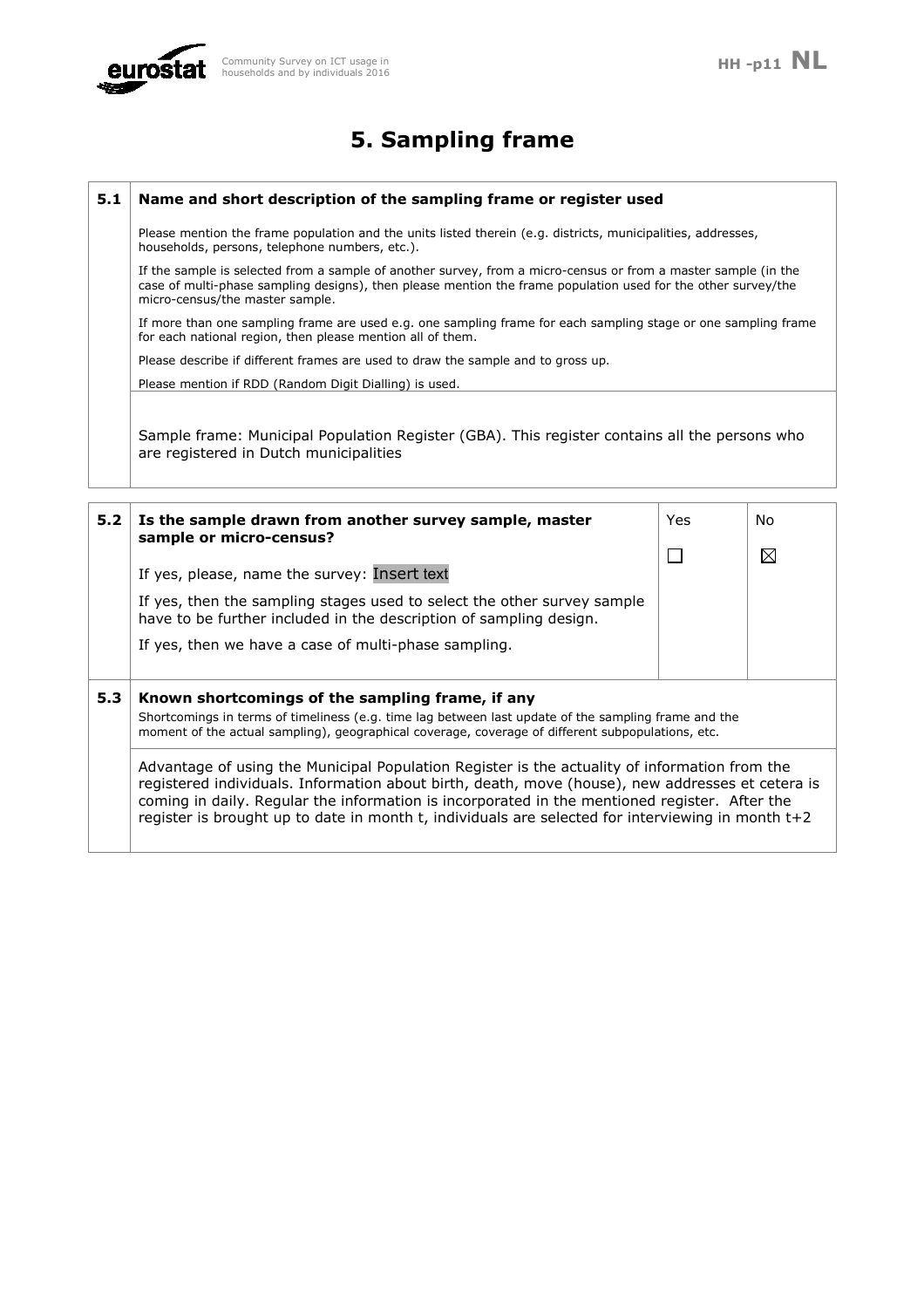# 5. Sampling frame

| 5.1 | **Name and short description of the sampling frame or register used** |
|---|---|
| | Please mention the frame population and the units listed therein (e.g. districts, municipalities, addresses, households, persons, telephone numbers, etc.).<br><br>If the sample is selected from a sample of another survey, from a micro-census or from a master sample (in the case of multi-phase sampling designs), then please mention the frame population used for the other survey/the micro-census/the master sample.<br><br>If more than one sampling frame are used e.g. one sampling frame for each sampling stage or one sampling frame for each national region, then please mention all of them.<br><br>Please describe if different frames are used to draw the sample and to gross up.<br><br>Please mention if RDD (Random Digit Dialling) is used. |
| | Sample frame: Municipal Population Register (GBA). This register contains all the persons who are registered in Dutch municipalities |

| 5.2 | **Is the sample drawn from another survey sample, master sample or micro-census?** | Yes | No |
|---|---|---|---|
| | If yes, please, name the survey: Insert text<br><br>If yes, then the sampling stages used to select the other survey sample have to be further included in the description of sampling design.<br><br>If yes, then we have a case of multi-phase sampling. | ☐ | ☒ |
| **5.3** | **Known shortcomings of the sampling frame, if any**<br>Shortcomings in terms of timeliness (e.g. time lag between last update of the sampling frame and the moment of the actual sampling), geographical coverage, coverage of different subpopulations, etc. | | |
| | Advantage of using the Municipal Population Register is the actuality of information from the registered individuals. Information about birth, death, move (house), new addresses et cetera is coming in daily. Regular the information is incorporated in the mentioned register. After the register is brought up to date in month t, individuals are selected for interviewing in month t+2 | | |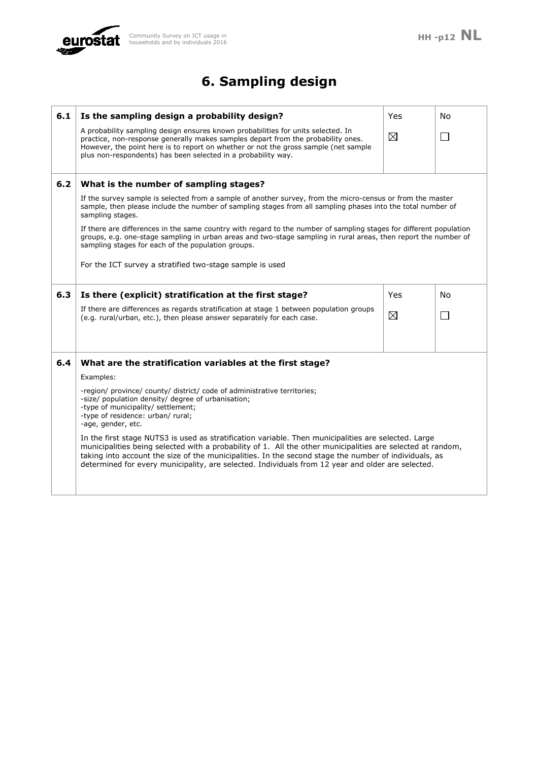# 6. Sampling design

| | | Yes | No |
|---|---|---|---|
| **6.1** | **Is the sampling design a probability design?**<br>A probability sampling design ensures known probabilities for units selected. In practice, non-response generally makes samples depart from the probability ones. However, the point here is to report on whether or not the gross sample (net sample plus non-respondents) has been selected in a probability way. | ☒ | ☐ |
| **6.2** | **What is the number of sampling stages?**<br>If the survey sample is selected from a sample of another survey, from the micro-census or from the master sample, then please include the number of sampling stages from all sampling phases into the total number of sampling stages.<br>If there are differences in the same country with regard to the number of sampling stages for different population groups, e.g. one-stage sampling in urban areas and two-stage sampling in rural areas, then report the number of sampling stages for each of the population groups.<br>For the ICT survey a stratified two-stage sample is used | | |
| **6.3** | **Is there (explicit) stratification at the first stage?**<br>If there are differences as regards stratification at stage 1 between population groups (e.g. rural/urban, etc.), then please answer separately for each case. | ☒ | ☐ |
| **6.4** | **What are the stratification variables at the first stage?**<br>Examples:<br>-region/ province/ county/ district/ code of administrative territories;<br>-size/ population density/ degree of urbanisation;<br>-type of municipality/ settlement;<br>-type of residence: urban/ rural;<br>-age, gender, etc.<br>In the first stage NUTS3 is used as stratification variable. Then municipalities are selected. Large municipalities being selected with a probability of 1. All the other municipalities are selected at random, taking into account the size of the municipalities. In the second stage the number of individuals, as determined for every municipality, are selected. Individuals from 12 year and older are selected. | | |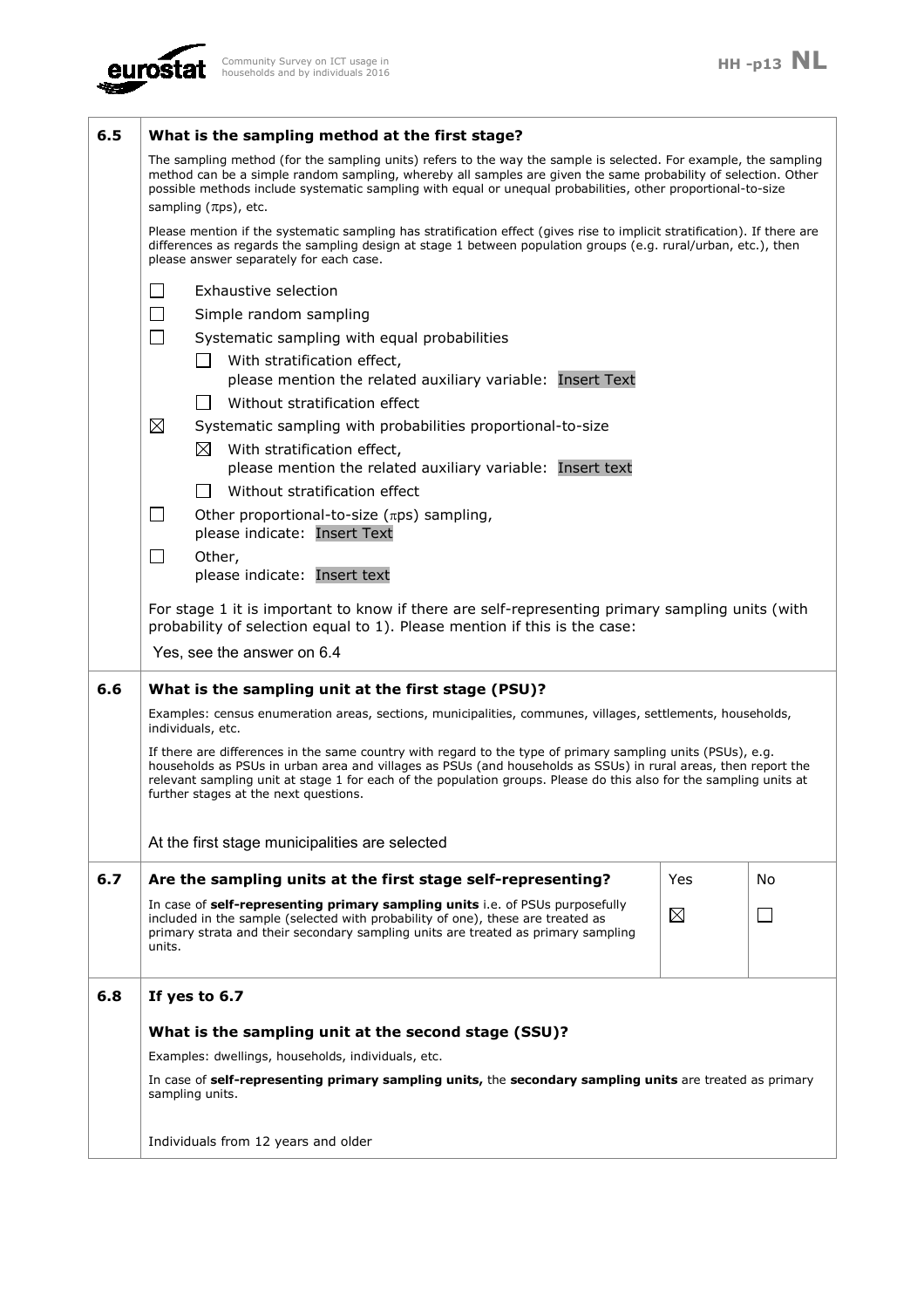## 6.5 What is the sampling method at the first stage?

The sampling method (for the sampling units) refers to the way the sample is selected. For example, the sampling method can be a simple random sampling, whereby all samples are given the same probability of selection. Other possible methods include systematic sampling with equal or unequal probabilities, other proportional-to-size sampling ($\pi$ps), etc.

Please mention if the systematic sampling has stratification effect (gives rise to implicit stratification). If there are differences as regards the sampling design at stage 1 between population groups (e.g. rural/urban, etc.), then please answer separately for each case.

- ☐ Exhaustive selection
- ☐ Simple random sampling
- ☐ Systematic sampling with equal probabilities
  - ☐ With stratification effect, please mention the related auxiliary variable: Insert Text
  - ☐ Without stratification effect
- ☒ Systematic sampling with probabilities proportional-to-size
  - ☒ With stratification effect, please mention the related auxiliary variable: Insert text
  - ☐ Without stratification effect
- ☐ Other proportional-to-size ($\pi$ps) sampling, please indicate: Insert Text
- ☐ Other, please indicate: Insert text

For stage 1 it is important to know if there are self-representing primary sampling units (with probability of selection equal to 1). Please mention if this is the case:

Yes, see the answer on 6.4

## 6.6 What is the sampling unit at the first stage (PSU)?

Examples: census enumeration areas, sections, municipalities, communes, villages, settlements, households, individuals, etc.

If there are differences in the same country with regard to the type of primary sampling units (PSUs), e.g. households as PSUs in urban area and villages as PSUs (and households as SSUs) in rural areas, then report the relevant sampling unit at stage 1 for each of the population groups. Please do this also for the sampling units at further stages at the next questions.

At the first stage municipalities are selected

## 6.7 Are the sampling units at the first stage self-representing?

| | Yes | No |
|---|---|---|
| In case of **self-representing primary sampling units** i.e. of PSUs purposefully included in the sample (selected with probability of one), these are treated as primary strata and their secondary sampling units are treated as primary sampling units. | ☒ | ☐ |

## 6.8 If yes to 6.7

**What is the sampling unit at the second stage (SSU)?**

Examples: dwellings, households, individuals, etc.

In case of **self-representing primary sampling units,** the **secondary sampling units** are treated as primary sampling units.

Individuals from 12 years and older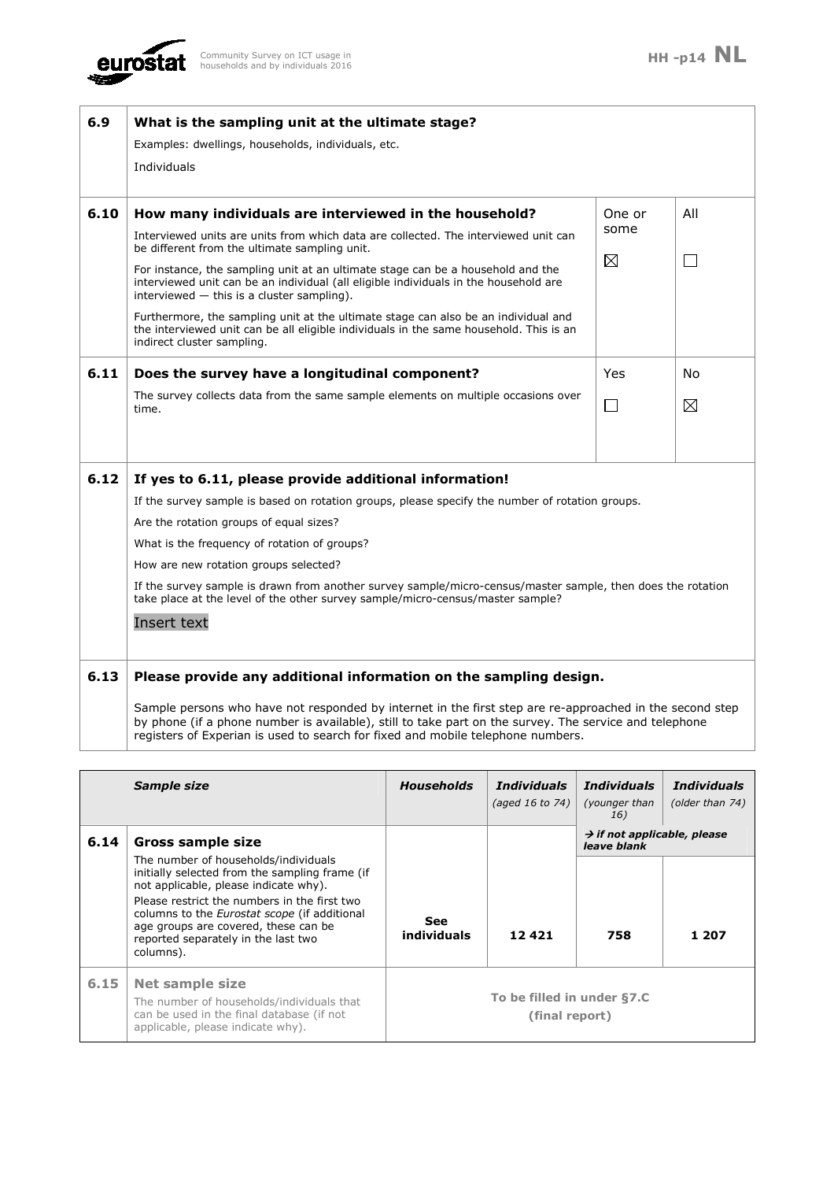| | | | |
|---|---|---|---|
| **6.9** | **What is the sampling unit at the ultimate stage?**<br>Examples: dwellings, households, individuals, etc.<br>Individuals | | |
| **6.10** | **How many individuals are interviewed in the household?**<br>Interviewed units are units from which data are collected. The interviewed unit can be different from the ultimate sampling unit.<br>For instance, the sampling unit at an ultimate stage can be a household and the interviewed unit can be an individual (all eligible individuals in the household are interviewed — this is a cluster sampling).<br>Furthermore, the sampling unit at the ultimate stage can also be an individual and the interviewed unit can be all eligible individuals in the same household. This is an indirect cluster sampling. | One or some<br>☒ | All<br>☐ |
| **6.11** | **Does the survey have a longitudinal component?**<br>The survey collects data from the same sample elements on multiple occasions over time. | Yes<br>☐ | No<br>☒ |
| **6.12** | **If yes to 6.11, please provide additional information!**<br>If the survey sample is based on rotation groups, please specify the number of rotation groups.<br>Are the rotation groups of equal sizes?<br>What is the frequency of rotation of groups?<br>How are new rotation groups selected?<br>If the survey sample is drawn from another survey sample/micro-census/master sample, then does the rotation take place at the level of the other survey sample/micro-census/master sample?<br>Insert text | | |
| **6.13** | **Please provide any additional information on the sampling design.**<br>Sample persons who have not responded by internet in the first step are re-approached in the second step by phone (if a phone number is available), still to take part on the survey. The service and telephone registers of Experian is used to search for fixed and mobile telephone numbers. | | |

| | *Sample size* | *Households* | *Individuals* (aged 16 to 74) | *Individuals* (younger than 16) | *Individuals* (older than 74) |
|---|---|---|---|---|---|
| | | | | → if not applicable, please leave blank | |
| **6.14** | **Gross sample size**<br>The number of households/individuals initially selected from the sampling frame (if not applicable, please indicate why).<br>Please restrict the numbers in the first two columns to the *Eurostat scope* (if additional age groups are covered, these can be reported separately in the last two columns). | **See individuals** | **12 421** | **758** | **1 207** |
| **6.15** | **Net sample size**<br>The number of households/individuals that can be used in the final database (if not applicable, please indicate why). | **To be filled in under §7.C (final report)** | | | |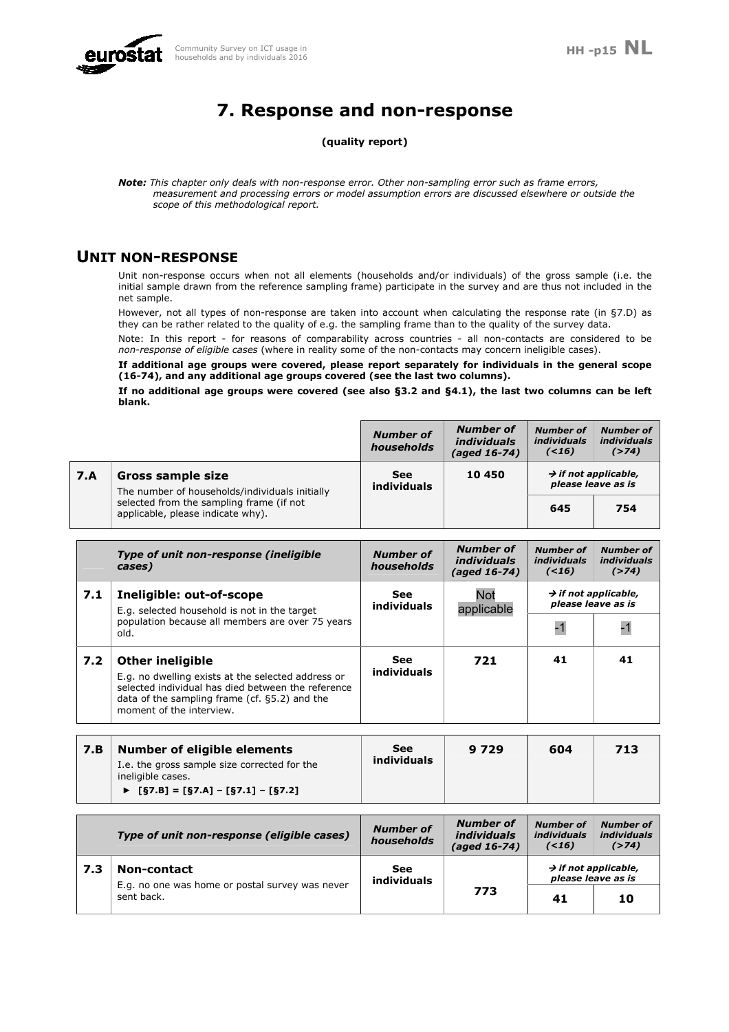# 7. Response and non-response

**(quality report)**

***Note:*** *This chapter only deals with non-response error. Other non-sampling error such as frame errors, measurement and processing errors or model assumption errors are discussed elsewhere or outside the scope of this methodological report.*

## UNIT NON-RESPONSE

Unit non-response occurs when not all elements (households and/or individuals) of the gross sample (i.e. the initial sample drawn from the reference sampling frame) participate in the survey and are thus not included in the net sample.

However, not all types of non-response are taken into account when calculating the response rate (in §7.D) as they can be rather related to the quality of e.g. the sampling frame than to the quality of the survey data.

Note: In this report - for reasons of comparability across countries - all non-contacts are considered to be *non-response of eligible cases* (where in reality some of the non-contacts may concern ineligible cases).

**If additional age groups were covered, please report separately for individuals in the general scope (16-74), and any additional age groups covered (see the last two columns).**

**If no additional age groups were covered (see also §3.2 and §4.1), the last two columns can be left blank.**

| | | *Number of households* | *Number of individuals (aged 16-74)* | *Number of individuals (<16)* | *Number of individuals (>74)* |
|---|---|---|---|---|---|
| **7.A** | **Gross sample size** The number of households/individuals initially selected from the sampling frame (if not applicable, please indicate why). | **See individuals** | **10 450** | → *if not applicable, please leave as is* **645** | **754** |

| | *Type of unit non-response (ineligible cases)* | *Number of households* | *Number of individuals (aged 16-74)* | *Number of individuals (<16)* | *Number of individuals (>74)* |
|---|---|---|---|---|---|
| **7.1** | **Ineligible: out-of-scope** E.g. selected household is not in the target population because all members are over 75 years old. | **See individuals** | Not applicable | → *if not applicable, please leave as is* -1 | -1 |
| **7.2** | **Other ineligible** E.g. no dwelling exists at the selected address or selected individual has died between the reference data of the sampling frame (cf. §5.2) and the moment of the interview. | **See individuals** | **721** | **41** | **41** |

| | | | | | |
|---|---|---|---|---|---|
| **7.B** | **Number of eligible elements** I.e. the gross sample size corrected for the ineligible cases. ► **[§7.B] = [§7.A] – [§7.1] – [§7.2]** | **See individuals** | **9 729** | **604** | **713** |

| | *Type of unit non-response (eligible cases)* | *Number of households* | *Number of individuals (aged 16-74)* | *Number of individuals (<16)* | *Number of individuals (>74)* |
|---|---|---|---|---|---|
| **7.3** | **Non-contact** E.g. no one was home or postal survey was never sent back. | **See individuals** | **773** | → *if not applicable, please leave as is* **41** | **10** |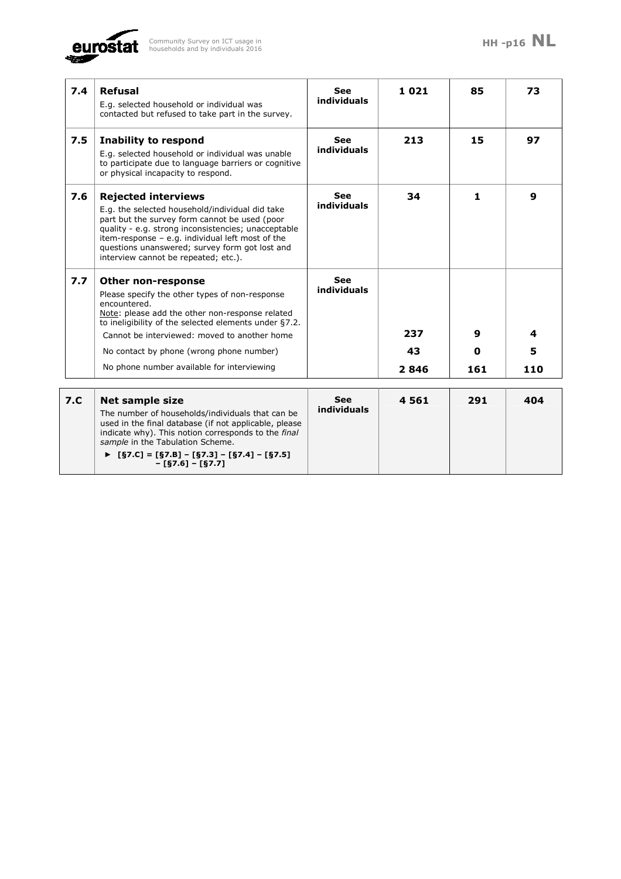| | | | | | |
|---|---|---|---|---|---|
| **7.4** | **Refusal**<br>E.g. selected household or individual was contacted but refused to take part in the survey. | **See individuals** | **1 021** | **85** | **73** |
| **7.5** | **Inability to respond**<br>E.g. selected household or individual was unable to participate due to language barriers or cognitive or physical incapacity to respond. | **See individuals** | **213** | **15** | **97** |
| **7.6** | **Rejected interviews**<br>E.g. the selected household/individual did take part but the survey form cannot be used (poor quality - e.g. strong inconsistencies; unacceptable item-response – e.g. individual left most of the questions unanswered; survey form got lost and interview cannot be repeated; etc.). | **See individuals** | **34** | **1** | **9** |
| **7.7** | **Other non-response**<br>Please specify the other types of non-response encountered.<br>Note: please add the other non-response related to ineligibility of the selected elements under §7.2. | **See individuals** | | | |
| | Cannot be interviewed: moved to another home | | **237** | **9** | **4** |
| | No contact by phone (wrong phone number) | | **43** | **0** | **5** |
| | No phone number available for interviewing | | **2 846** | **161** | **110** |

| | | | | | |
|---|---|---|---|---|---|
| **7.C** | **Net sample size**<br>The number of households/individuals that can be used in the final database (if not applicable, please indicate why). This notion corresponds to the *final sample* in the Tabulation Scheme.<br>► **[§7.C] = [§7.B] – [§7.3] – [§7.4] – [§7.5] – [§7.6] – [§7.7]** | **See individuals** | **4 561** | **291** | **404** |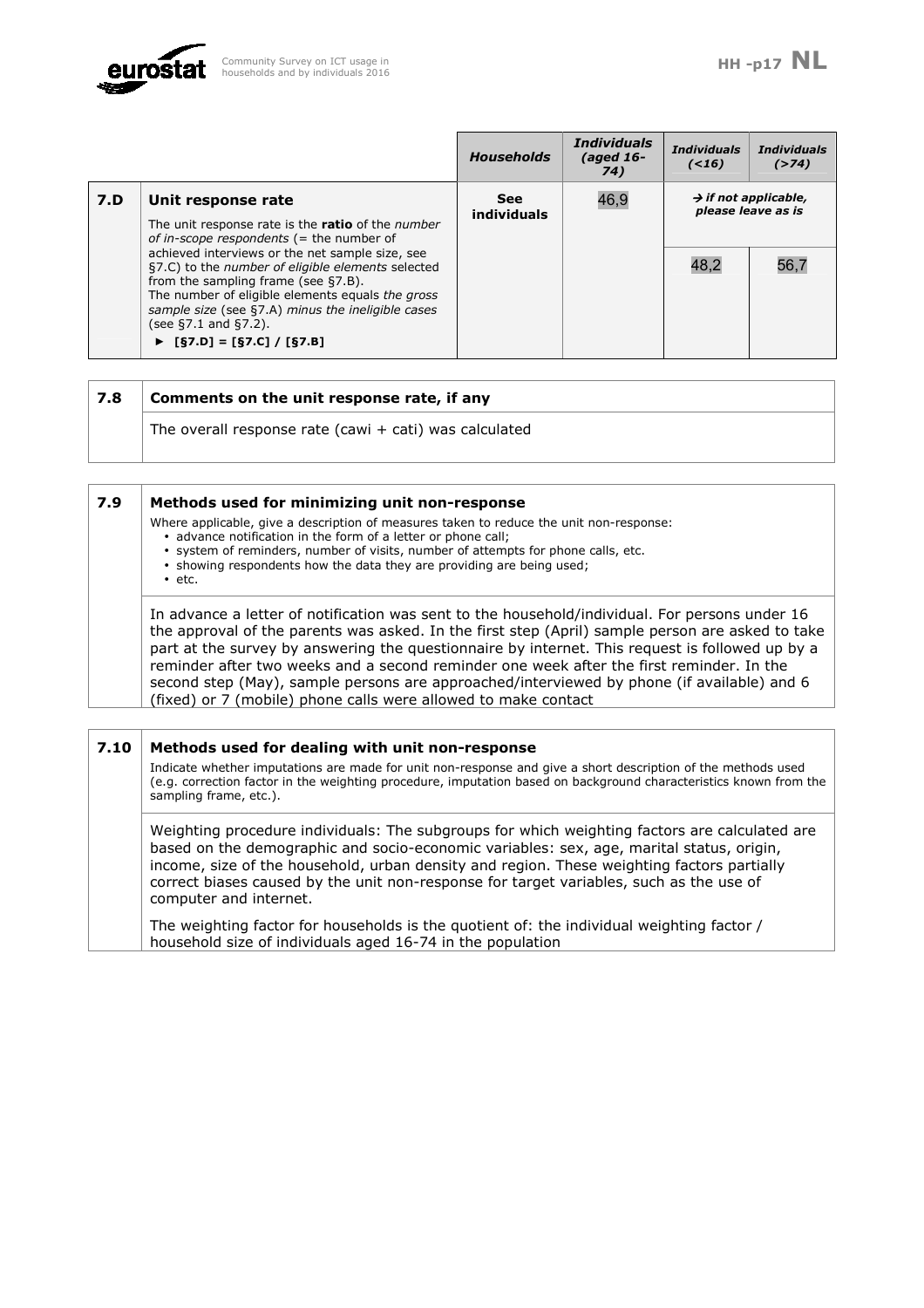| | | *Households* | *Individuals (aged 16-74)* | *Individuals (<16)* | *Individuals (>74)* |
|---|---|---|---|---|---|
| **7.D** | **Unit response rate**<br>The unit response rate is the **ratio** of the *number of in-scope respondents* (= the number of achieved interviews or the net sample size, see §7.C) to the *number of eligible elements* selected from the sampling frame (see §7.B).<br>The number of eligible elements equals *the gross sample size* (see §7.A) *minus the ineligible cases* (see §7.1 and §7.2).<br>► **[§7.D] = [§7.C] / [§7.B]** | **See individuals** | 46,9 | *→ if not applicable, please leave as is*<br>48,2 | 56,7 |

| | |
|---|---|
| **7.8** | **Comments on the unit response rate, if any** |
| | The overall response rate (cawi + cati) was calculated |

**7.9 Methods used for minimizing unit non-response**

Where applicable, give a description of measures taken to reduce the unit non-response:
- advance notification in the form of a letter or phone call;
- system of reminders, number of visits, number of attempts for phone calls, etc.
- showing respondents how the data they are providing are being used;
- etc.

In advance a letter of notification was sent to the household/individual. For persons under 16 the approval of the parents was asked. In the first step (April) sample person are asked to take part at the survey by answering the questionnaire by internet. This request is followed up by a reminder after two weeks and a second reminder one week after the first reminder. In the second step (May), sample persons are approached/interviewed by phone (if available) and 6 (fixed) or 7 (mobile) phone calls were allowed to make contact

**7.10 Methods used for dealing with unit non-response**

Indicate whether imputations are made for unit non-response and give a short description of the methods used (e.g. correction factor in the weighting procedure, imputation based on background characteristics known from the sampling frame, etc.).

Weighting procedure individuals: The subgroups for which weighting factors are calculated are based on the demographic and socio-economic variables: sex, age, marital status, origin, income, size of the household, urban density and region. These weighting factors partially correct biases caused by the unit non-response for target variables, such as the use of computer and internet.

The weighting factor for households is the quotient of: the individual weighting factor / household size of individuals aged 16-74 in the population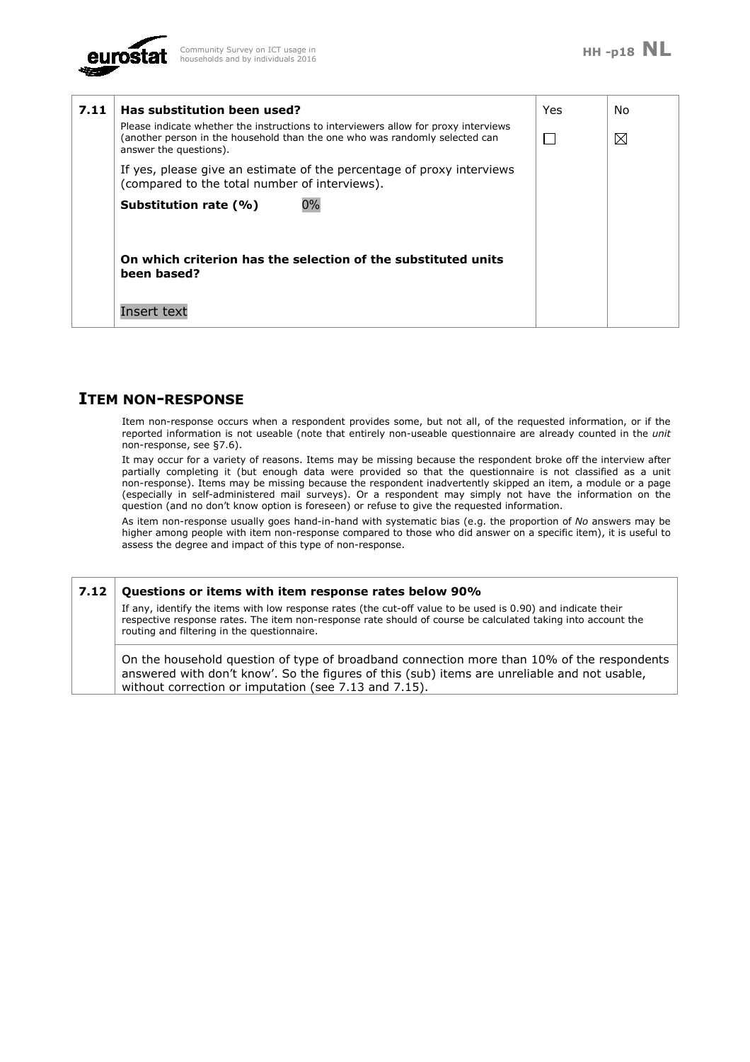| 7.11 | **Has substitution been used?**<br>Please indicate whether the instructions to interviewers allow for proxy interviews (another person in the household than the one who was randomly selected can answer the questions).<br>If yes, please give an estimate of the percentage of proxy interviews (compared to the total number of interviews).<br>**Substitution rate (%)** 0%<br>**On which criterion has the selection of the substituted units been based?**<br>Insert text | Yes<br>☐ | No<br>☒ |
|---|---|---|---|

## ITEM NON-RESPONSE

Item non-response occurs when a respondent provides some, but not all, of the requested information, or if the reported information is not useable (note that entirely non-useable questionnaire are already counted in the *unit* non-response, see §7.6).

It may occur for a variety of reasons. Items may be missing because the respondent broke off the interview after partially completing it (but enough data were provided so that the questionnaire is not classified as a unit non-response). Items may be missing because the respondent inadvertently skipped an item, a module or a page (especially in self-administered mail surveys). Or a respondent may simply not have the information on the question (and no don't know option is foreseen) or refuse to give the requested information.

As item non-response usually goes hand-in-hand with systematic bias (e.g. the proportion of *No* answers may be higher among people with item non-response compared to those who did answer on a specific item), it is useful to assess the degree and impact of this type of non-response.

| 7.12 | **Questions or items with item response rates below 90%**<br>If any, identify the items with low response rates (the cut-off value to be used is 0.90) and indicate their respective response rates. The item non-response rate should of course be calculated taking into account the routing and filtering in the questionnaire. |
|---|---|
| | On the household question of type of broadband connection more than 10% of the respondents answered with don't know'. So the figures of this (sub) items are unreliable and not usable, without correction or imputation (see 7.13 and 7.15). |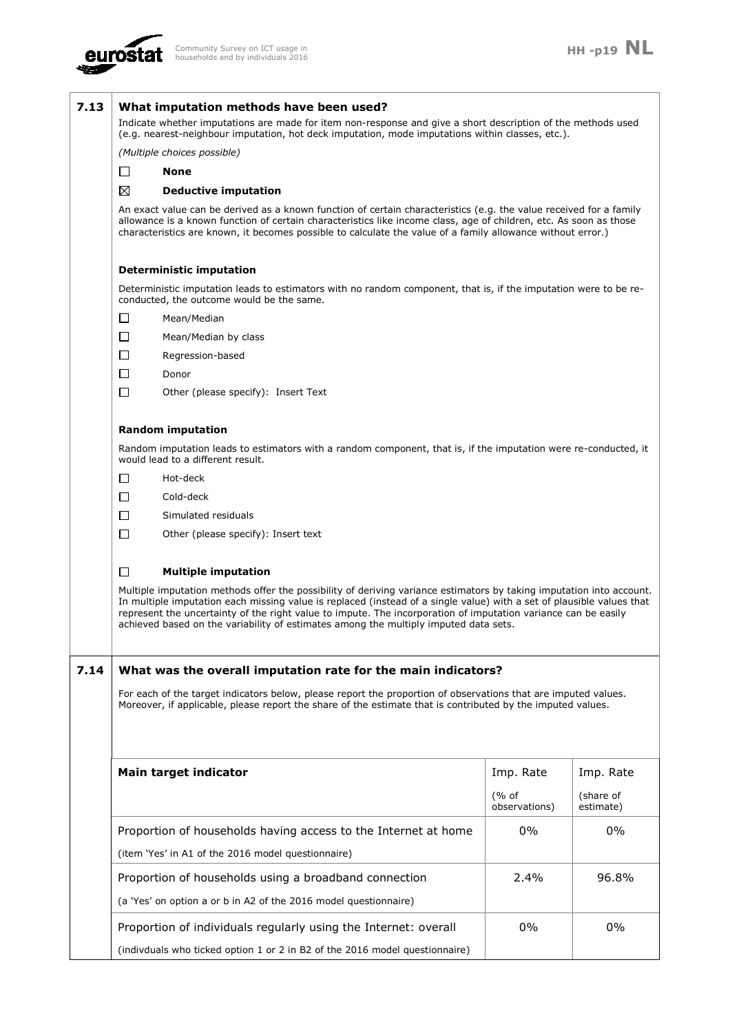## 7.13 What imputation methods have been used?

Indicate whether imputations are made for item non-response and give a short description of the methods used (e.g. nearest-neighbour imputation, hot deck imputation, mode imputations within classes, etc.).

*(Multiple choices possible)*

☐ **None**

☒ **Deductive imputation**

An exact value can be derived as a known function of certain characteristics (e.g. the value received for a family allowance is a known function of certain characteristics like income class, age of children, etc. As soon as those characteristics are known, it becomes possible to calculate the value of a family allowance without error.)

**Deterministic imputation**

Deterministic imputation leads to estimators with no random component, that is, if the imputation were to be re-conducted, the outcome would be the same.

☐ Mean/Median

☐ Mean/Median by class

☐ Regression-based

☐ Donor

☐ Other (please specify): Insert Text

**Random imputation**

Random imputation leads to estimators with a random component, that is, if the imputation were re-conducted, it would lead to a different result.

☐ Hot-deck

☐ Cold-deck

☐ Simulated residuals

☐ Other (please specify): Insert text

☐ **Multiple imputation**

Multiple imputation methods offer the possibility of deriving variance estimators by taking imputation into account. In multiple imputation each missing value is replaced (instead of a single value) with a set of plausible values that represent the uncertainty of the right value to impute. The incorporation of imputation variance can be easily achieved based on the variability of estimates among the multiply imputed data sets.

## 7.14 What was the overall imputation rate for the main indicators?

For each of the target indicators below, please report the proportion of observations that are imputed values. Moreover, if applicable, please report the share of the estimate that is contributed by the imputed values.

| Main target indicator | Imp. Rate (% of observations) | Imp. Rate (share of estimate) |
|---|---|---|
| Proportion of households having access to the Internet at home (item 'Yes' in A1 of the 2016 model questionnaire) | 0% | 0% |
| Proportion of households using a broadband connection (a 'Yes' on option a or b in A2 of the 2016 model questionnaire) | 2.4% | 96.8% |
| Proportion of individuals regularly using the Internet: overall (indivduals who ticked option 1 or 2 in B2 of the 2016 model questionnaire) | 0% | 0% |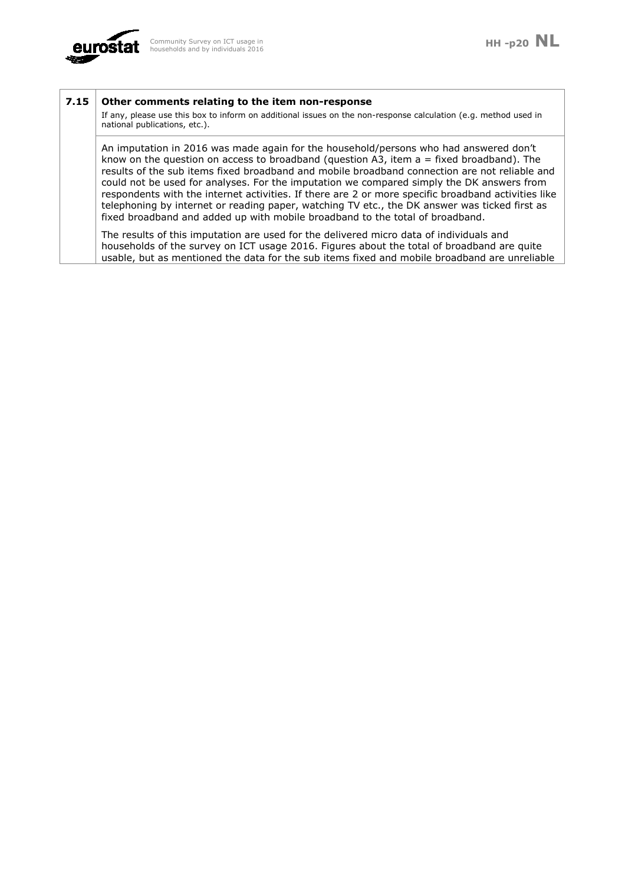| 7.15 | **Other comments relating to the item non-response** <br> If any, please use this box to inform on additional issues on the non-response calculation (e.g. method used in national publications, etc.). |
| --- | --- |
| | An imputation in 2016 was made again for the household/persons who had answered don't know on the question on access to broadband (question A3, item a = fixed broadband). The results of the sub items fixed broadband and mobile broadband connection are not reliable and could not be used for analyses. For the imputation we compared simply the DK answers from respondents with the internet activities. If there are 2 or more specific broadband activities like telephoning by internet or reading paper, watching TV etc., the DK answer was ticked first as fixed broadband and added up with mobile broadband to the total of broadband. <br><br> The results of this imputation are used for the delivered micro data of individuals and households of the survey on ICT usage 2016. Figures about the total of broadband are quite usable, but as mentioned the data for the sub items fixed and mobile broadband are unreliable |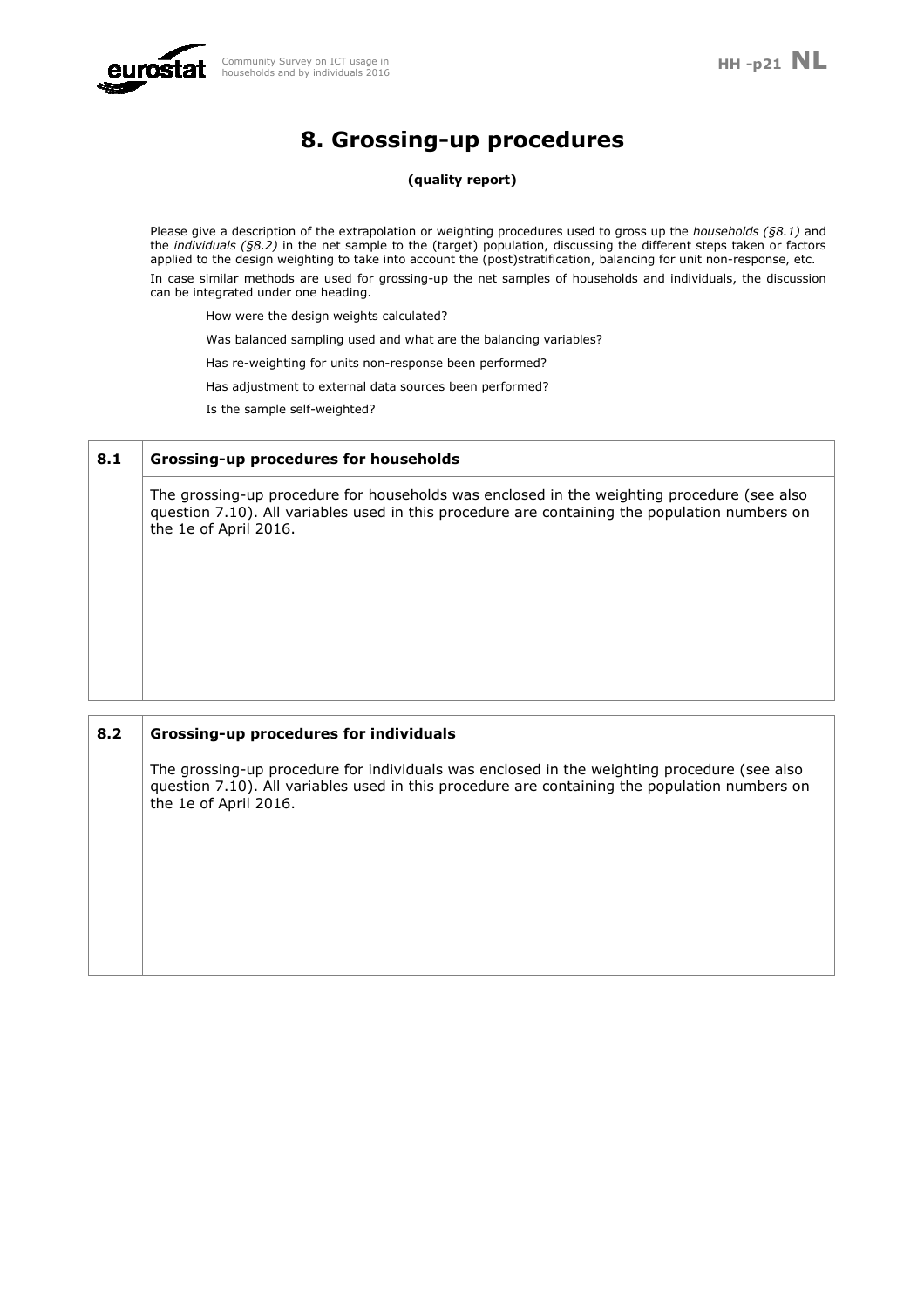# 8. Grossing-up procedures

**(quality report)**

Please give a description of the extrapolation or weighting procedures used to gross up the *households (§8.1)* and the *individuals (§8.2)* in the net sample to the (target) population, discussing the different steps taken or factors applied to the design weighting to take into account the (post)stratification, balancing for unit non-response, etc.

In case similar methods are used for grossing-up the net samples of households and individuals, the discussion can be integrated under one heading.

How were the design weights calculated?

Was balanced sampling used and what are the balancing variables?

Has re-weighting for units non-response been performed?

Has adjustment to external data sources been performed?

Is the sample self-weighted?

| 8.1 | **Grossing-up procedures for households** |
|---|---|
| | The grossing-up procedure for households was enclosed in the weighting procedure (see also question 7.10). All variables used in this procedure are containing the population numbers on the 1e of April 2016. |

| 8.2 | **Grossing-up procedures for individuals** |
|---|---|
| | The grossing-up procedure for individuals was enclosed in the weighting procedure (see also question 7.10). All variables used in this procedure are containing the population numbers on the 1e of April 2016. |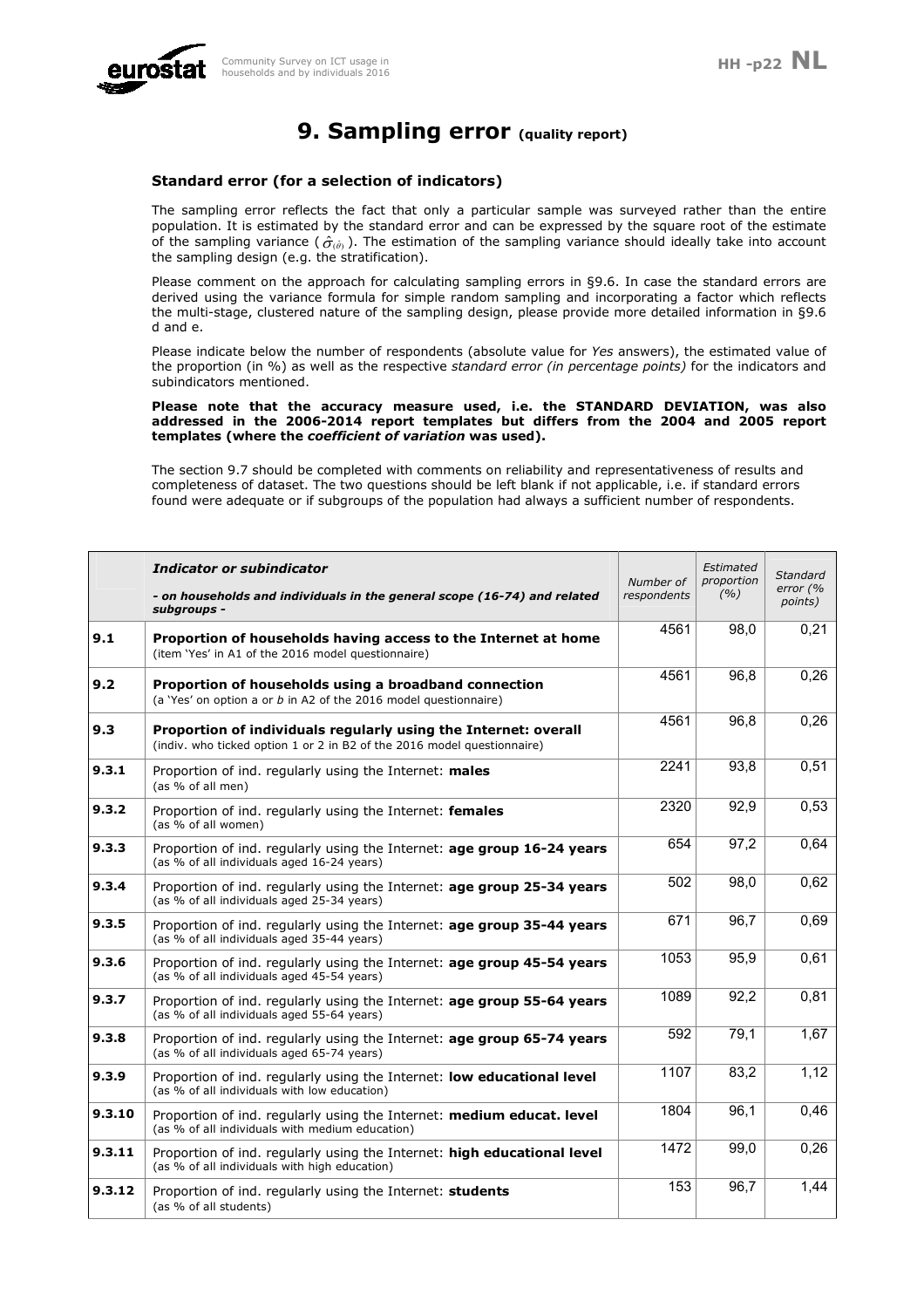# 9. Sampling error (quality report)

### Standard error (for a selection of indicators)

The sampling error reflects the fact that only a particular sample was surveyed rather than the entire population. It is estimated by the standard error and can be expressed by the square root of the estimate of the sampling variance ( $\hat{\sigma}_{(\hat{\theta})}$ ). The estimation of the sampling variance should ideally take into account the sampling design (e.g. the stratification).

Please comment on the approach for calculating sampling errors in §9.6. In case the standard errors are derived using the variance formula for simple random sampling and incorporating a factor which reflects the multi-stage, clustered nature of the sampling design, please provide more detailed information in §9.6 d and e.

Please indicate below the number of respondents (absolute value for *Yes* answers), the estimated value of the proportion (in %) as well as the respective *standard error (in percentage points)* for the indicators and subindicators mentioned.

**Please note that the accuracy measure used, i.e. the STANDARD DEVIATION, was also addressed in the 2006-2014 report templates but differs from the 2004 and 2005 report templates (where the *coefficient of variation* was used).**

The section 9.7 should be completed with comments on reliability and representativeness of results and completeness of dataset. The two questions should be left blank if not applicable, i.e. if standard errors found were adequate or if subgroups of the population had always a sufficient number of respondents.

| | ***Indicator or subindicator***<br>***- on households and individuals in the general scope (16-74) and related subgroups -*** | *Number of respondents* | *Estimated proportion (%)* | *Standard error (% points)* |
|---|---|---|---|---|
| **9.1** | **Proportion of households having access to the Internet at home**<br>(item 'Yes' in A1 of the 2016 model questionnaire) | 4561 | 98,0 | 0,21 |
| **9.2** | **Proportion of households using a broadband connection**<br>(a 'Yes' on option a or *b* in A2 of the 2016 model questionnaire) | 4561 | 96,8 | 0,26 |
| **9.3** | **Proportion of individuals regularly using the Internet: overall**<br>(indiv. who ticked option 1 or 2 in B2 of the 2016 model questionnaire) | 4561 | 96,8 | 0,26 |
| **9.3.1** | Proportion of ind. regularly using the Internet: **males**<br>(as % of all men) | 2241 | 93,8 | 0,51 |
| **9.3.2** | Proportion of ind. regularly using the Internet: **females**<br>(as % of all women) | 2320 | 92,9 | 0,53 |
| **9.3.3** | Proportion of ind. regularly using the Internet: **age group 16-24 years**<br>(as % of all individuals aged 16-24 years) | 654 | 97,2 | 0,64 |
| **9.3.4** | Proportion of ind. regularly using the Internet: **age group 25-34 years**<br>(as % of all individuals aged 25-34 years) | 502 | 98,0 | 0,62 |
| **9.3.5** | Proportion of ind. regularly using the Internet: **age group 35-44 years**<br>(as % of all individuals aged 35-44 years) | 671 | 96,7 | 0,69 |
| **9.3.6** | Proportion of ind. regularly using the Internet: **age group 45-54 years**<br>(as % of all individuals aged 45-54 years) | 1053 | 95,9 | 0,61 |
| **9.3.7** | Proportion of ind. regularly using the Internet: **age group 55-64 years**<br>(as % of all individuals aged 55-64 years) | 1089 | 92,2 | 0,81 |
| **9.3.8** | Proportion of ind. regularly using the Internet: **age group 65-74 years**<br>(as % of all individuals aged 65-74 years) | 592 | 79,1 | 1,67 |
| **9.3.9** | Proportion of ind. regularly using the Internet: **low educational level**<br>(as % of all individuals with low education) | 1107 | 83,2 | 1,12 |
| **9.3.10** | Proportion of ind. regularly using the Internet: **medium educat. level**<br>(as % of all individuals with medium education) | 1804 | 96,1 | 0,46 |
| **9.3.11** | Proportion of ind. regularly using the Internet: **high educational level**<br>(as % of all individuals with high education) | 1472 | 99,0 | 0,26 |
| **9.3.12** | Proportion of ind. regularly using the Internet: **students**<br>(as % of all students) | 153 | 96,7 | 1,44 |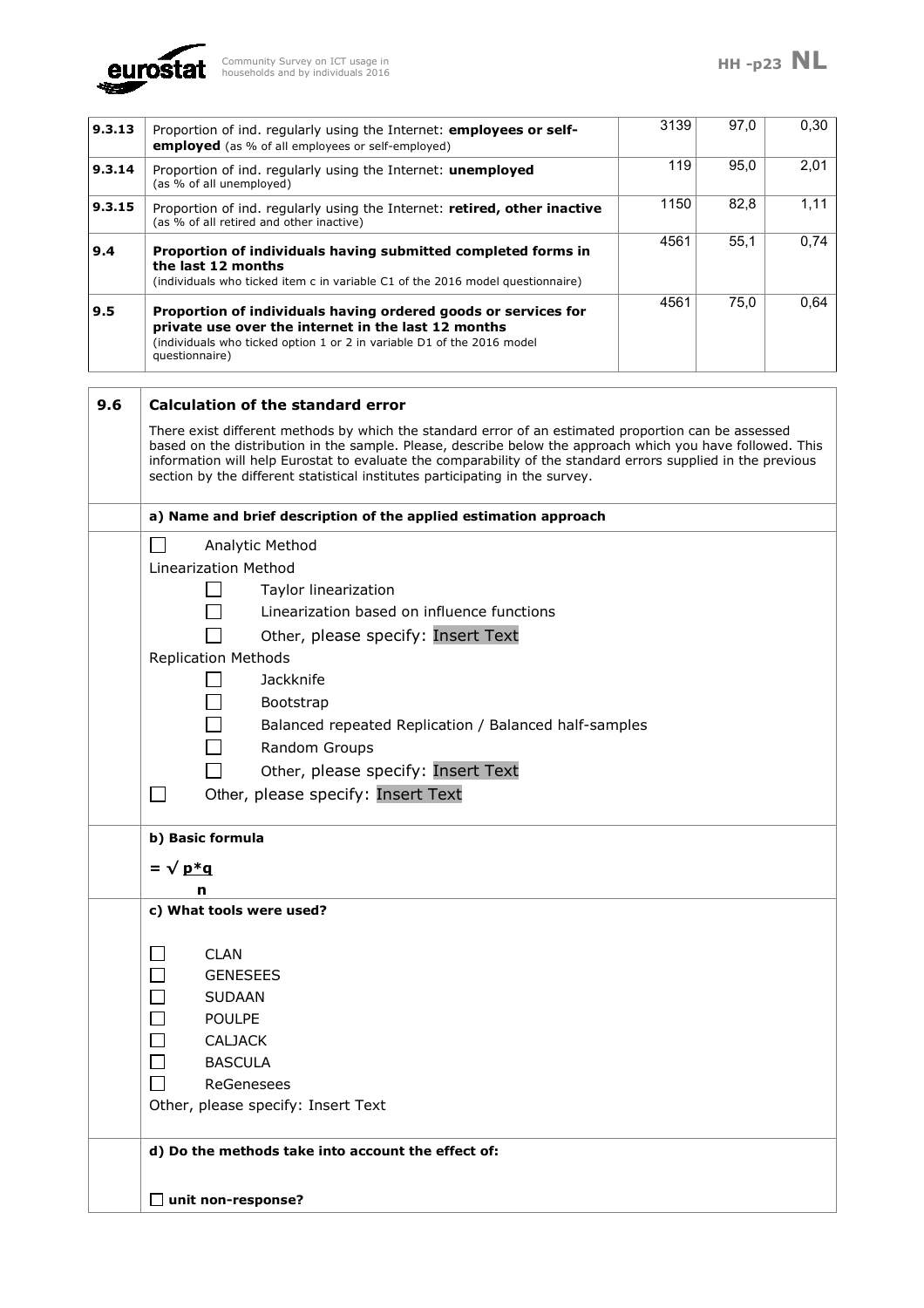| | | | | |
|---|---|---|---|---|
| **9.3.13** | Proportion of ind. regularly using the Internet: **employees or self-employed** (as % of all employees or self-employed) | 3139 | 97,0 | 0,30 |
| **9.3.14** | Proportion of ind. regularly using the Internet: **unemployed** (as % of all unemployed) | 119 | 95,0 | 2,01 |
| **9.3.15** | Proportion of ind. regularly using the Internet: **retired, other inactive** (as % of all retired and other inactive) | 1150 | 82,8 | 1,11 |
| **9.4** | **Proportion of individuals having submitted completed forms in the last 12 months** (individuals who ticked item c in variable C1 of the 2016 model questionnaire) | 4561 | 55,1 | 0,74 |
| **9.5** | **Proportion of individuals having ordered goods or services for private use over the internet in the last 12 months** (individuals who ticked option 1 or 2 in variable D1 of the 2016 model questionnaire) | 4561 | 75,0 | 0,64 |

**9.6 Calculation of the standard error**

There exist different methods by which the standard error of an estimated proportion can be assessed based on the distribution in the sample. Please, describe below the approach which you have followed. This information will help Eurostat to evaluate the comparability of the standard errors supplied in the previous section by the different statistical institutes participating in the survey.

**a) Name and brief description of the applied estimation approach**

- ☐ Analytic Method
- Linearization Method
  - ☐ Taylor linearization
  - ☐ Linearization based on influence functions
  - ☐ Other, please specify: Insert Text
- Replication Methods
  - ☐ Jackknife
  - ☐ Bootstrap
  - ☐ Balanced repeated Replication / Balanced half-samples
  - ☐ Random Groups
  - ☐ Other, please specify: Insert Text
- ☐ Other, please specify: Insert Text

**b) Basic formula**

$$= \sqrt{\frac{p*q}{n}}$$

**c) What tools were used?**

- ☐ CLAN
- ☐ GENESEES
- ☐ SUDAAN
- ☐ POULPE
- ☐ CALJACK
- ☐ BASCULA
- ☐ ReGenesees

Other, please specify: Insert Text

**d) Do the methods take into account the effect of:**

☐ **unit non-response?**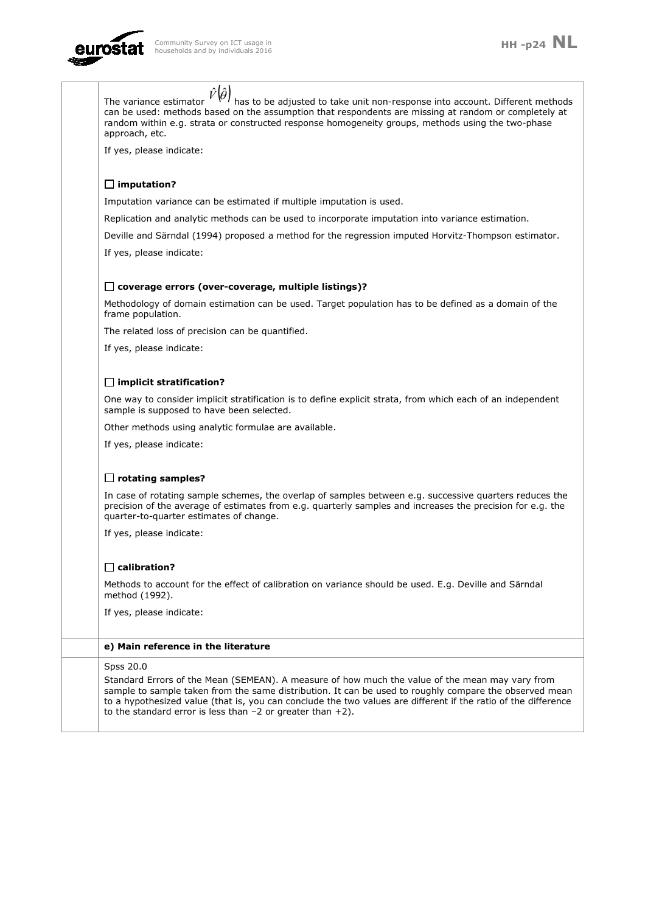The variance estimator $\hat{V}(\hat{\theta})$ has to be adjusted to take unit non-response into account. Different methods can be used: methods based on the assumption that respondents are missing at random or completely at random within e.g. strata or constructed response homogeneity groups, methods using the two-phase approach, etc.

If yes, please indicate:

☐ **imputation?**

Imputation variance can be estimated if multiple imputation is used.

Replication and analytic methods can be used to incorporate imputation into variance estimation.

Deville and Särndal (1994) proposed a method for the regression imputed Horvitz-Thompson estimator.

If yes, please indicate:

☐ **coverage errors (over-coverage, multiple listings)?**

Methodology of domain estimation can be used. Target population has to be defined as a domain of the frame population.

The related loss of precision can be quantified.

If yes, please indicate:

☐ **implicit stratification?**

One way to consider implicit stratification is to define explicit strata, from which each of an independent sample is supposed to have been selected.

Other methods using analytic formulae are available.

If yes, please indicate:

☐ **rotating samples?**

In case of rotating sample schemes, the overlap of samples between e.g. successive quarters reduces the precision of the average of estimates from e.g. quarterly samples and increases the precision for e.g. the quarter-to-quarter estimates of change.

If yes, please indicate:

☐ **calibration?**

Methods to account for the effect of calibration on variance should be used. E.g. Deville and Särndal method (1992).

If yes, please indicate:

**e) Main reference in the literature**

Spss 20.0

Standard Errors of the Mean (SEMEAN). A measure of how much the value of the mean may vary from sample to sample taken from the same distribution. It can be used to roughly compare the observed mean to a hypothesized value (that is, you can conclude the two values are different if the ratio of the difference to the standard error is less than –2 or greater than +2).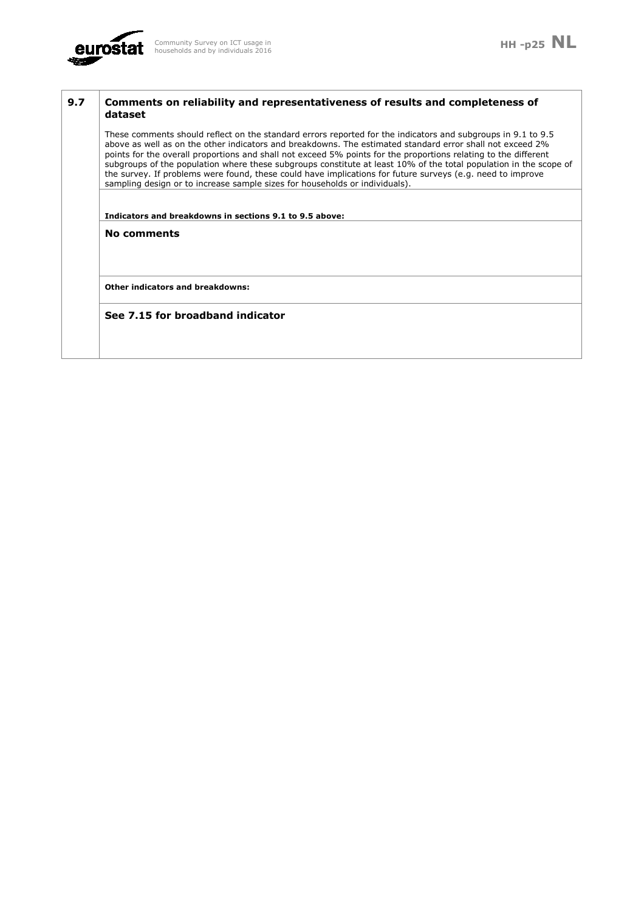## 9.7 Comments on reliability and representativeness of results and completeness of dataset

These comments should reflect on the standard errors reported for the indicators and subgroups in 9.1 to 9.5 above as well as on the other indicators and breakdowns. The estimated standard error shall not exceed 2% points for the overall proportions and shall not exceed 5% points for the proportions relating to the different subgroups of the population where these subgroups constitute at least 10% of the total population in the scope of the survey. If problems were found, these could have implications for future surveys (e.g. need to improve sampling design or to increase sample sizes for households or individuals).

**Indicators and breakdowns in sections 9.1 to 9.5 above:**

**No comments**

**Other indicators and breakdowns:**

**See 7.15 for broadband indicator**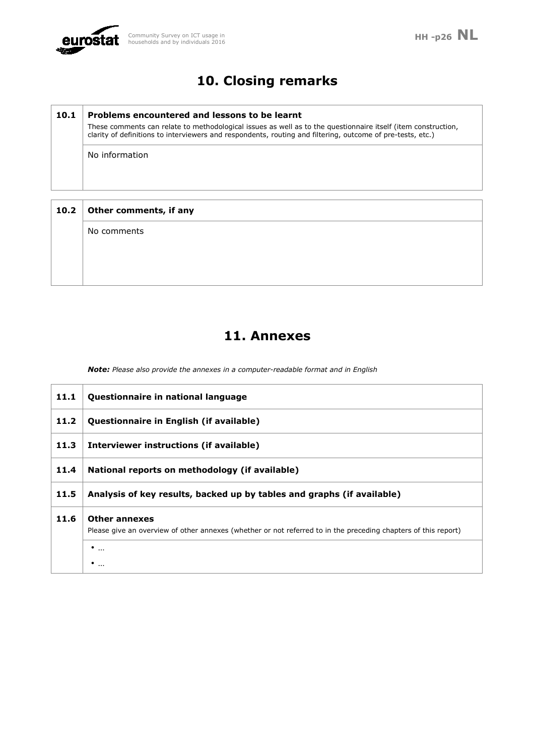# 10. Closing remarks

| | |
|---|---|
| **10.1** | **Problems encountered and lessons to be learnt**<br>These comments can relate to methodological issues as well as to the questionnaire itself (item construction, clarity of definitions to interviewers and respondents, routing and filtering, outcome of pre-tests, etc.) |
| | No information |

| | |
|---|---|
| **10.2** | **Other comments, if any** |
| | No comments |

# 11. Annexes

***Note:*** *Please also provide the annexes in a computer-readable format and in English*

| | |
|---|---|
| **11.1** | **Questionnaire in national language** |
| **11.2** | **Questionnaire in English (if available)** |
| **11.3** | **Interviewer instructions (if available)** |
| **11.4** | **National reports on methodology (if available)** |
| **11.5** | **Analysis of key results, backed up by tables and graphs (if available)** |
| **11.6** | **Other annexes**<br>Please give an overview of other annexes (whether or not referred to in the preceding chapters of this report) |
| | • …<br>• … |